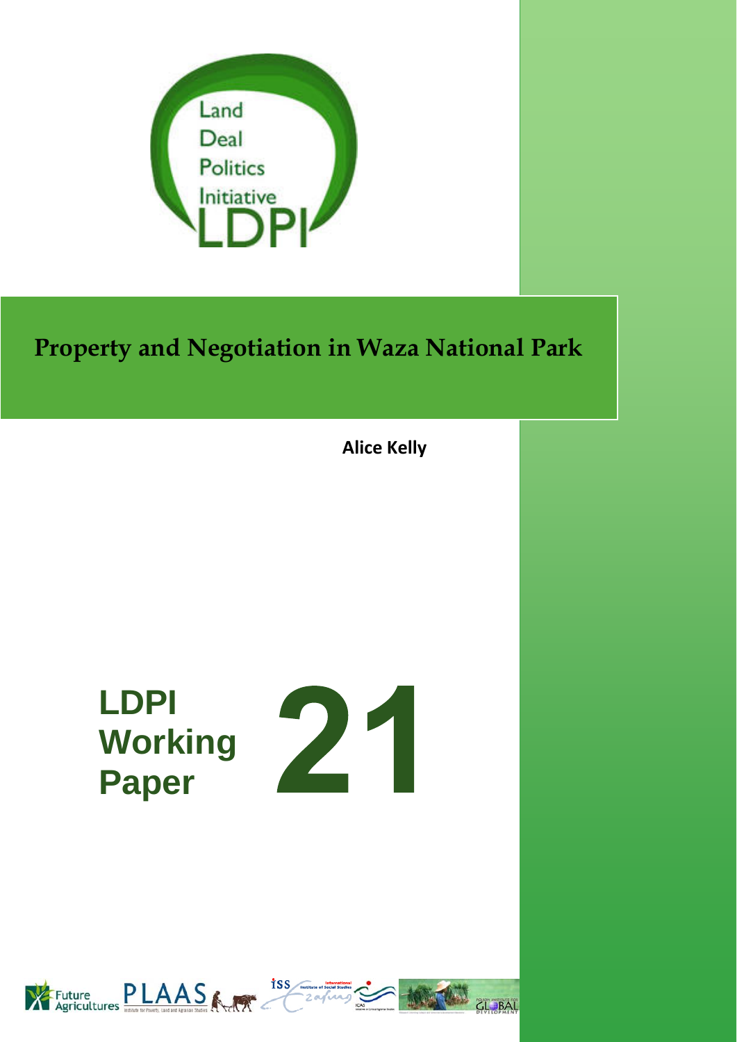Land
Deal
Politics
Initiative
LDPI

# Property and Negotiation in Waza National Park

**Alice Kelly**

**LDPI Working Paper 21**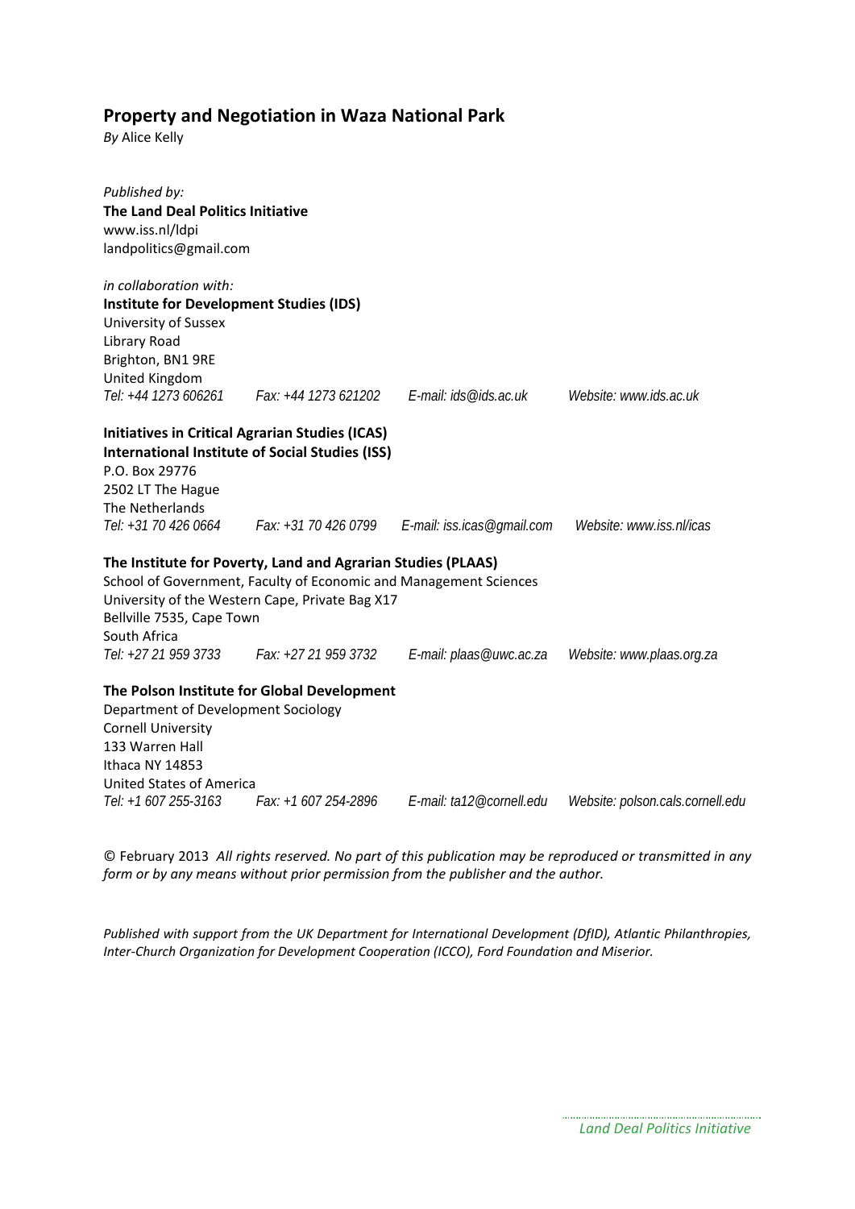## Property and Negotiation in Waza National Park

*By* Alice Kelly

*Published by:*
**The Land Deal Politics Initiative**
www.iss.nl/ldpi
landpolitics@gmail.com

*in collaboration with:*
**Institute for Development Studies (IDS)**
University of Sussex
Library Road
Brighton, BN1 9RE
United Kingdom
*Tel: +44 1273 606261 Fax: +44 1273 621202 E-mail: ids@ids.ac.uk Website: www.ids.ac.uk*

**Initiatives in Critical Agrarian Studies (ICAS)**
**International Institute of Social Studies (ISS)**
P.O. Box 29776
2502 LT The Hague
The Netherlands
*Tel: +31 70 426 0664 Fax: +31 70 426 0799 E-mail: iss.icas@gmail.com Website: www.iss.nl/icas*

**The Institute for Poverty, Land and Agrarian Studies (PLAAS)**
School of Government, Faculty of Economic and Management Sciences
University of the Western Cape, Private Bag X17
Bellville 7535, Cape Town
South Africa
*Tel: +27 21 959 3733 Fax: +27 21 959 3732 E-mail: plaas@uwc.ac.za Website: www.plaas.org.za*

**The Polson Institute for Global Development**
Department of Development Sociology
Cornell University
133 Warren Hall
Ithaca NY 14853
United States of America
*Tel: +1 607 255-3163 Fax: +1 607 254-2896 E-mail: ta12@cornell.edu Website: polson.cals.cornell.edu*

© February 2013 *All rights reserved. No part of this publication may be reproduced or transmitted in any form or by any means without prior permission from the publisher and the author.*

*Published with support from the UK Department for International Development (DfID), Atlantic Philanthropies, Inter-Church Organization for Development Cooperation (ICCO), Ford Foundation and Miserior.*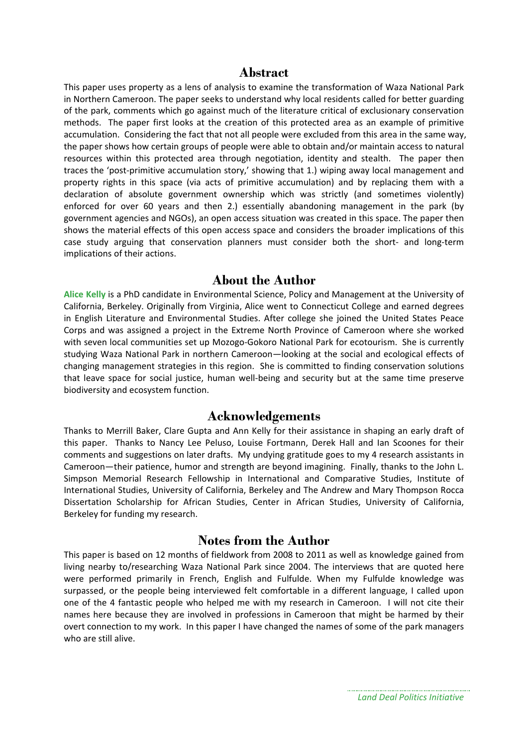## Abstract

This paper uses property as a lens of analysis to examine the transformation of Waza National Park in Northern Cameroon. The paper seeks to understand why local residents called for better guarding of the park, comments which go against much of the literature critical of exclusionary conservation methods. The paper first looks at the creation of this protected area as an example of primitive accumulation. Considering the fact that not all people were excluded from this area in the same way, the paper shows how certain groups of people were able to obtain and/or maintain access to natural resources within this protected area through negotiation, identity and stealth. The paper then traces the 'post-primitive accumulation story,' showing that 1.) wiping away local management and property rights in this space (via acts of primitive accumulation) and by replacing them with a declaration of absolute government ownership which was strictly (and sometimes violently) enforced for over 60 years and then 2.) essentially abandoning management in the park (by government agencies and NGOs), an open access situation was created in this space. The paper then shows the material effects of this open access space and considers the broader implications of this case study arguing that conservation planners must consider both the short- and long-term implications of their actions.

## About the Author

**Alice Kelly** is a PhD candidate in Environmental Science, Policy and Management at the University of California, Berkeley. Originally from Virginia, Alice went to Connecticut College and earned degrees in English Literature and Environmental Studies. After college she joined the United States Peace Corps and was assigned a project in the Extreme North Province of Cameroon where she worked with seven local communities set up Mozogo-Gokoro National Park for ecotourism. She is currently studying Waza National Park in northern Cameroon—looking at the social and ecological effects of changing management strategies in this region. She is committed to finding conservation solutions that leave space for social justice, human well-being and security but at the same time preserve biodiversity and ecosystem function.

## Acknowledgements

Thanks to Merrill Baker, Clare Gupta and Ann Kelly for their assistance in shaping an early draft of this paper. Thanks to Nancy Lee Peluso, Louise Fortmann, Derek Hall and Ian Scoones for their comments and suggestions on later drafts. My undying gratitude goes to my 4 research assistants in Cameroon—their patience, humor and strength are beyond imagining. Finally, thanks to the John L. Simpson Memorial Research Fellowship in International and Comparative Studies, Institute of International Studies, University of California, Berkeley and The Andrew and Mary Thompson Rocca Dissertation Scholarship for African Studies, Center in African Studies, University of California, Berkeley for funding my research.

## Notes from the Author

This paper is based on 12 months of fieldwork from 2008 to 2011 as well as knowledge gained from living nearby to/researching Waza National Park since 2004. The interviews that are quoted here were performed primarily in French, English and Fulfulde. When my Fulfulde knowledge was surpassed, or the people being interviewed felt comfortable in a different language, I called upon one of the 4 fantastic people who helped me with my research in Cameroon. I will not cite their names here because they are involved in professions in Cameroon that might be harmed by their overt connection to my work. In this paper I have changed the names of some of the park managers who are still alive.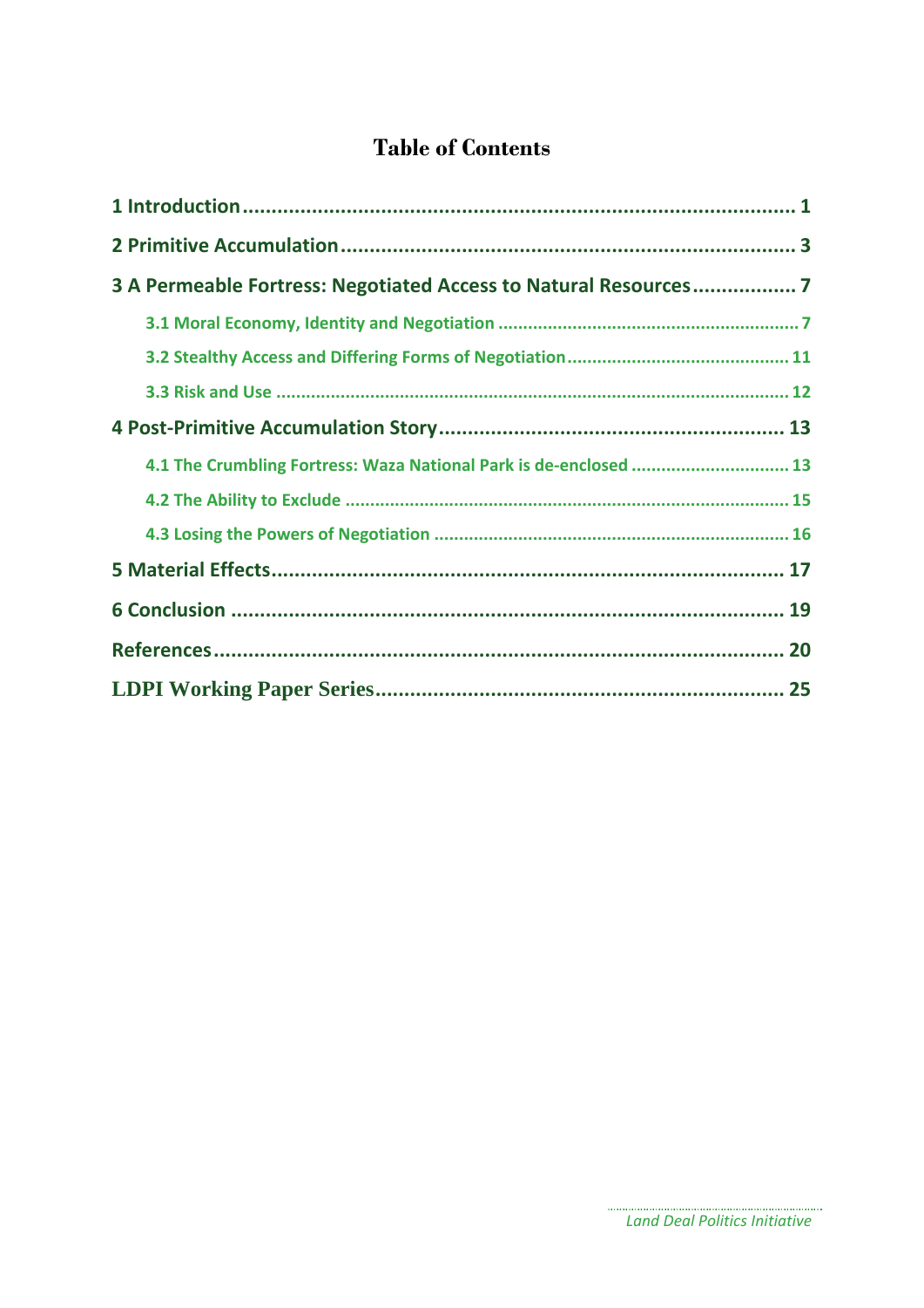# Table of Contents

- 1 Introduction ........................................................................................ 1
- 2 Primitive Accumulation ....................................................................... 3
- 3 A Permeable Fortress: Negotiated Access to Natural Resources .................. 7
  - 3.1 Moral Economy, Identity and Negotiation ........................................... 7
  - 3.2 Stealthy Access and Differing Forms of Negotiation ............................ 11
  - 3.3 Risk and Use .................................................................................. 12
- 4 Post-Primitive Accumulation Story ........................................................ 13
  - 4.1 The Crumbling Fortress: Waza National Park is de-enclosed ................. 13
  - 4.2 The Ability to Exclude .................................................................... 15
  - 4.3 Losing the Powers of Negotiation ...................................................... 16
- 5 Material Effects .................................................................................. 17
- 6 Conclusion ......................................................................................... 19
- References ............................................................................................ 20
- LDPI Working Paper Series ..................................................................... 25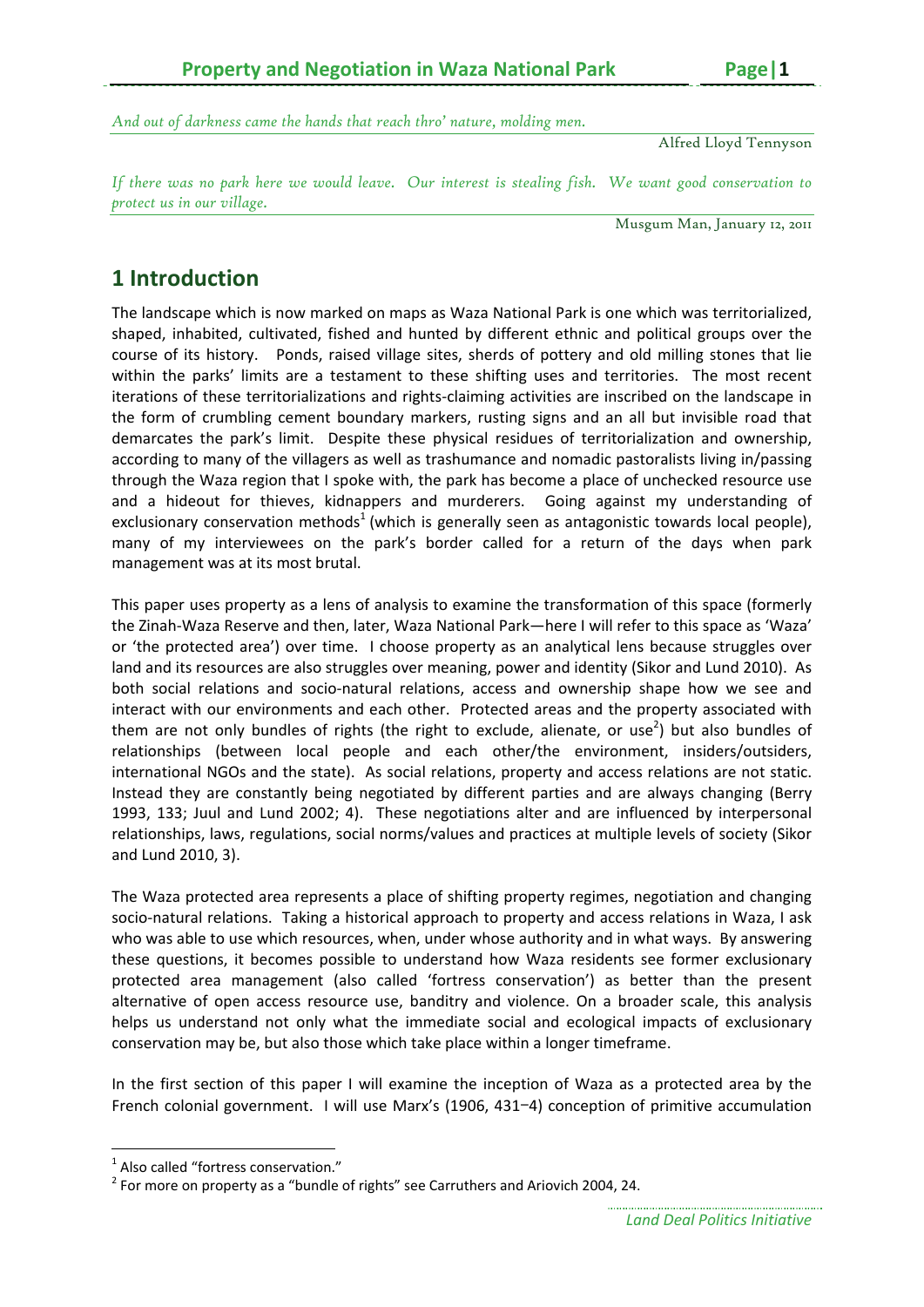*And out of darkness came the hands that reach thro' nature, molding men.*

Alfred Lloyd Tennyson

*If there was no park here we would leave. Our interest is stealing fish. We want good conservation to protect us in our village.*

Musgum Man, January 12, 2011

# 1 Introduction

The landscape which is now marked on maps as Waza National Park is one which was territorialized, shaped, inhabited, cultivated, fished and hunted by different ethnic and political groups over the course of its history. Ponds, raised village sites, sherds of pottery and old milling stones that lie within the parks' limits are a testament to these shifting uses and territories. The most recent iterations of these territorializations and rights-claiming activities are inscribed on the landscape in the form of crumbling cement boundary markers, rusting signs and an all but invisible road that demarcates the park's limit. Despite these physical residues of territorialization and ownership, according to many of the villagers as well as trashumance and nomadic pastoralists living in/passing through the Waza region that I spoke with, the park has become a place of unchecked resource use and a hideout for thieves, kidnappers and murderers. Going against my understanding of exclusionary conservation methods[1] (which is generally seen as antagonistic towards local people), many of my interviewees on the park's border called for a return of the days when park management was at its most brutal.

This paper uses property as a lens of analysis to examine the transformation of this space (formerly the Zinah-Waza Reserve and then, later, Waza National Park—here I will refer to this space as 'Waza' or 'the protected area') over time. I choose property as an analytical lens because struggles over land and its resources are also struggles over meaning, power and identity (Sikor and Lund 2010). As both social relations and socio-natural relations, access and ownership shape how we see and interact with our environments and each other. Protected areas and the property associated with them are not only bundles of rights (the right to exclude, alienate, or use[2]) but also bundles of relationships (between local people and each other/the environment, insiders/outsiders, international NGOs and the state). As social relations, property and access relations are not static. Instead they are constantly being negotiated by different parties and are always changing (Berry 1993, 133; Juul and Lund 2002; 4). These negotiations alter and are influenced by interpersonal relationships, laws, regulations, social norms/values and practices at multiple levels of society (Sikor and Lund 2010, 3).

The Waza protected area represents a place of shifting property regimes, negotiation and changing socio-natural relations. Taking a historical approach to property and access relations in Waza, I ask who was able to use which resources, when, under whose authority and in what ways. By answering these questions, it becomes possible to understand how Waza residents see former exclusionary protected area management (also called 'fortress conservation') as better than the present alternative of open access resource use, banditry and violence. On a broader scale, this analysis helps us understand not only what the immediate social and ecological impacts of exclusionary conservation may be, but also those which take place within a longer timeframe.

In the first section of this paper I will examine the inception of Waza as a protected area by the French colonial government. I will use Marx's (1906, 431–4) conception of primitive accumulation

[1] Also called "fortress conservation."

[2] For more on property as a "bundle of rights" see Carruthers and Ariovich 2004, 24.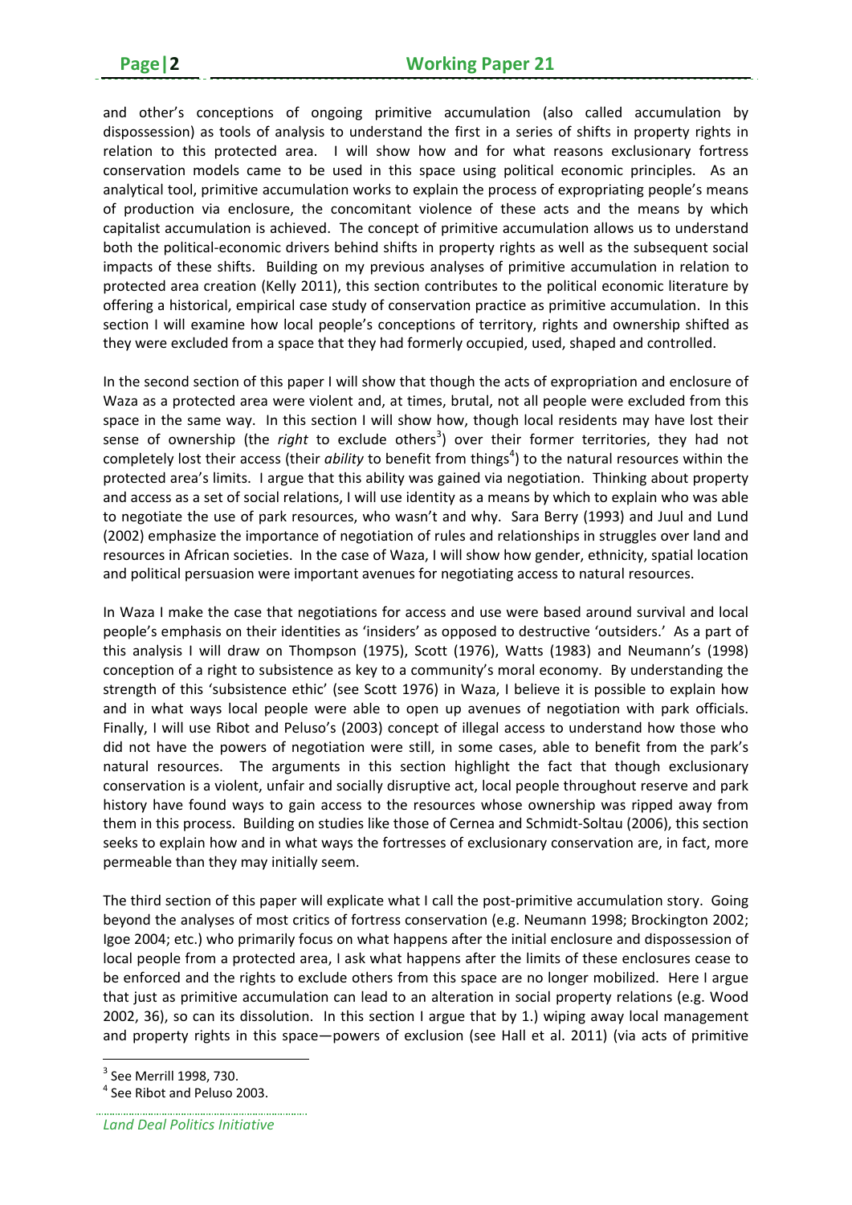and other's conceptions of ongoing primitive accumulation (also called accumulation by dispossession) as tools of analysis to understand the first in a series of shifts in property rights in relation to this protected area. I will show how and for what reasons exclusionary fortress conservation models came to be used in this space using political economic principles. As an analytical tool, primitive accumulation works to explain the process of expropriating people's means of production via enclosure, the concomitant violence of these acts and the means by which capitalist accumulation is achieved. The concept of primitive accumulation allows us to understand both the political-economic drivers behind shifts in property rights as well as the subsequent social impacts of these shifts. Building on my previous analyses of primitive accumulation in relation to protected area creation (Kelly 2011), this section contributes to the political economic literature by offering a historical, empirical case study of conservation practice as primitive accumulation. In this section I will examine how local people's conceptions of territory, rights and ownership shifted as they were excluded from a space that they had formerly occupied, used, shaped and controlled.

In the second section of this paper I will show that though the acts of expropriation and enclosure of Waza as a protected area were violent and, at times, brutal, not all people were excluded from this space in the same way. In this section I will show how, though local residents may have lost their sense of ownership (the *right* to exclude others[3]) over their former territories, they had not completely lost their access (their *ability* to benefit from things[4]) to the natural resources within the protected area's limits. I argue that this ability was gained via negotiation. Thinking about property and access as a set of social relations, I will use identity as a means by which to explain who was able to negotiate the use of park resources, who wasn't and why. Sara Berry (1993) and Juul and Lund (2002) emphasize the importance of negotiation of rules and relationships in struggles over land and resources in African societies. In the case of Waza, I will show how gender, ethnicity, spatial location and political persuasion were important avenues for negotiating access to natural resources.

In Waza I make the case that negotiations for access and use were based around survival and local people's emphasis on their identities as 'insiders' as opposed to destructive 'outsiders.' As a part of this analysis I will draw on Thompson (1975), Scott (1976), Watts (1983) and Neumann's (1998) conception of a right to subsistence as key to a community's moral economy. By understanding the strength of this 'subsistence ethic' (see Scott 1976) in Waza, I believe it is possible to explain how and in what ways local people were able to open up avenues of negotiation with park officials. Finally, I will use Ribot and Peluso's (2003) concept of illegal access to understand how those who did not have the powers of negotiation were still, in some cases, able to benefit from the park's natural resources. The arguments in this section highlight the fact that though exclusionary conservation is a violent, unfair and socially disruptive act, local people throughout reserve and park history have found ways to gain access to the resources whose ownership was ripped away from them in this process. Building on studies like those of Cernea and Schmidt-Soltau (2006), this section seeks to explain how and in what ways the fortresses of exclusionary conservation are, in fact, more permeable than they may initially seem.

The third section of this paper will explicate what I call the post-primitive accumulation story. Going beyond the analyses of most critics of fortress conservation (e.g. Neumann 1998; Brockington 2002; Igoe 2004; etc.) who primarily focus on what happens after the initial enclosure and dispossession of local people from a protected area, I ask what happens after the limits of these enclosures cease to be enforced and the rights to exclude others from this space are no longer mobilized. Here I argue that just as primitive accumulation can lead to an alteration in social property relations (e.g. Wood 2002, 36), so can its dissolution. In this section I argue that by 1.) wiping away local management and property rights in this space—powers of exclusion (see Hall et al. 2011) (via acts of primitive

[3] See Merrill 1998, 730.

[4] See Ribot and Peluso 2003.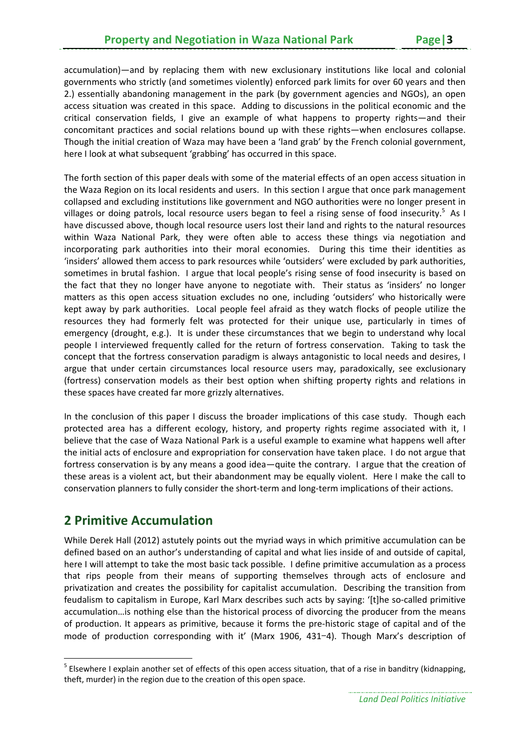accumulation)—and by replacing them with new exclusionary institutions like local and colonial governments who strictly (and sometimes violently) enforced park limits for over 60 years and then 2.) essentially abandoning management in the park (by government agencies and NGOs), an open access situation was created in this space. Adding to discussions in the political economic and the critical conservation fields, I give an example of what happens to property rights—and their concomitant practices and social relations bound up with these rights—when enclosures collapse. Though the initial creation of Waza may have been a 'land grab' by the French colonial government, here I look at what subsequent 'grabbing' has occurred in this space.

The forth section of this paper deals with some of the material effects of an open access situation in the Waza Region on its local residents and users. In this section I argue that once park management collapsed and excluding institutions like government and NGO authorities were no longer present in villages or doing patrols, local resource users began to feel a rising sense of food insecurity.[5] As I have discussed above, though local resource users lost their land and rights to the natural resources within Waza National Park, they were often able to access these things via negotiation and incorporating park authorities into their moral economies. During this time their identities as 'insiders' allowed them access to park resources while 'outsiders' were excluded by park authorities, sometimes in brutal fashion. I argue that local people's rising sense of food insecurity is based on the fact that they no longer have anyone to negotiate with. Their status as 'insiders' no longer matters as this open access situation excludes no one, including 'outsiders' who historically were kept away by park authorities. Local people feel afraid as they watch flocks of people utilize the resources they had formerly felt was protected for their unique use, particularly in times of emergency (drought, e.g.). It is under these circumstances that we begin to understand why local people I interviewed frequently called for the return of fortress conservation. Taking to task the concept that the fortress conservation paradigm is always antagonistic to local needs and desires, I argue that under certain circumstances local resource users may, paradoxically, see exclusionary (fortress) conservation models as their best option when shifting property rights and relations in these spaces have created far more grizzly alternatives.

In the conclusion of this paper I discuss the broader implications of this case study. Though each protected area has a different ecology, history, and property rights regime associated with it, I believe that the case of Waza National Park is a useful example to examine what happens well after the initial acts of enclosure and expropriation for conservation have taken place. I do not argue that fortress conservation is by any means a good idea—quite the contrary. I argue that the creation of these areas is a violent act, but their abandonment may be equally violent. Here I make the call to conservation planners to fully consider the short-term and long-term implications of their actions.

## 2 Primitive Accumulation

While Derek Hall (2012) astutely points out the myriad ways in which primitive accumulation can be defined based on an author's understanding of capital and what lies inside of and outside of capital, here I will attempt to take the most basic tack possible. I define primitive accumulation as a process that rips people from their means of supporting themselves through acts of enclosure and privatization and creates the possibility for capitalist accumulation. Describing the transition from feudalism to capitalism in Europe, Karl Marx describes such acts by saying: '[t]he so-called primitive accumulation…is nothing else than the historical process of divorcing the producer from the means of production. It appears as primitive, because it forms the pre-historic stage of capital and of the mode of production corresponding with it' (Marx 1906, 431–4). Though Marx's description of

---

[5] Elsewhere I explain another set of effects of this open access situation, that of a rise in banditry (kidnapping, theft, murder) in the region due to the creation of this open space.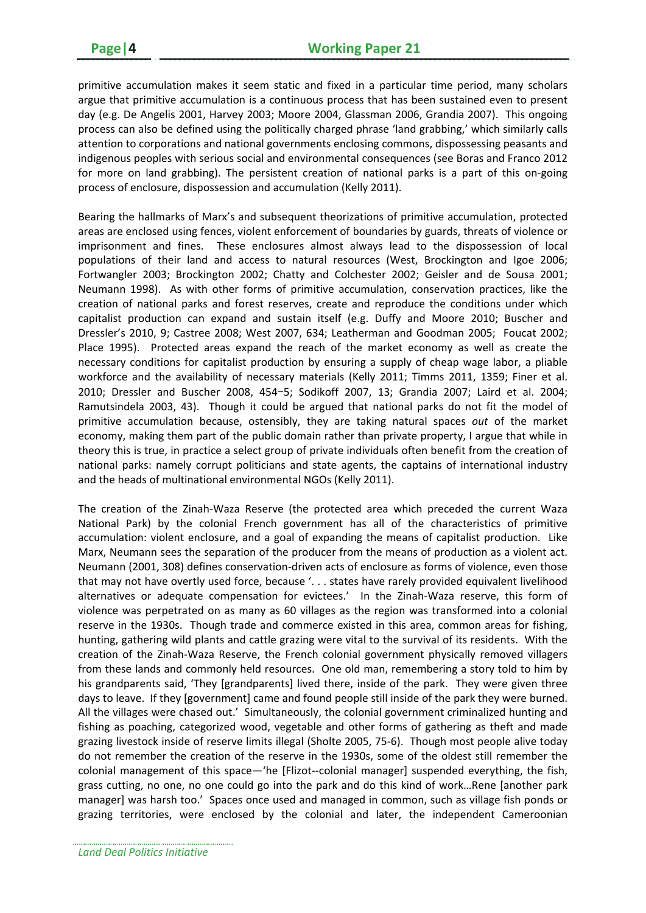primitive accumulation makes it seem static and fixed in a particular time period, many scholars argue that primitive accumulation is a continuous process that has been sustained even to present day (e.g. De Angelis 2001, Harvey 2003; Moore 2004, Glassman 2006, Grandia 2007). This ongoing process can also be defined using the politically charged phrase 'land grabbing,' which similarly calls attention to corporations and national governments enclosing commons, dispossessing peasants and indigenous peoples with serious social and environmental consequences (see Boras and Franco 2012 for more on land grabbing). The persistent creation of national parks is a part of this on-going process of enclosure, dispossession and accumulation (Kelly 2011).

Bearing the hallmarks of Marx's and subsequent theorizations of primitive accumulation, protected areas are enclosed using fences, violent enforcement of boundaries by guards, threats of violence or imprisonment and fines. These enclosures almost always lead to the dispossession of local populations of their land and access to natural resources (West, Brockington and Igoe 2006; Fortwangler 2003; Brockington 2002; Chatty and Colchester 2002; Geisler and de Sousa 2001; Neumann 1998). As with other forms of primitive accumulation, conservation practices, like the creation of national parks and forest reserves, create and reproduce the conditions under which capitalist production can expand and sustain itself (e.g. Duffy and Moore 2010; Buscher and Dressler's 2010, 9; Castree 2008; West 2007, 634; Leatherman and Goodman 2005; Foucat 2002; Place 1995). Protected areas expand the reach of the market economy as well as create the necessary conditions for capitalist production by ensuring a supply of cheap wage labor, a pliable workforce and the availability of necessary materials (Kelly 2011; Timms 2011, 1359; Finer et al. 2010; Dressler and Buscher 2008, 454–5; Sodikoff 2007, 13; Grandia 2007; Laird et al. 2004; Ramutsindela 2003, 43). Though it could be argued that national parks do not fit the model of primitive accumulation because, ostensibly, they are taking natural spaces *out* of the market economy, making them part of the public domain rather than private property, I argue that while in theory this is true, in practice a select group of private individuals often benefit from the creation of national parks: namely corrupt politicians and state agents, the captains of international industry and the heads of multinational environmental NGOs (Kelly 2011).

The creation of the Zinah-Waza Reserve (the protected area which preceded the current Waza National Park) by the colonial French government has all of the characteristics of primitive accumulation: violent enclosure, and a goal of expanding the means of capitalist production. Like Marx, Neumann sees the separation of the producer from the means of production as a violent act. Neumann (2001, 308) defines conservation-driven acts of enclosure as forms of violence, even those that may not have overtly used force, because '. . . states have rarely provided equivalent livelihood alternatives or adequate compensation for evictees.' In the Zinah-Waza reserve, this form of violence was perpetrated on as many as 60 villages as the region was transformed into a colonial reserve in the 1930s. Though trade and commerce existed in this area, common areas for fishing, hunting, gathering wild plants and cattle grazing were vital to the survival of its residents. With the creation of the Zinah-Waza Reserve, the French colonial government physically removed villagers from these lands and commonly held resources. One old man, remembering a story told to him by his grandparents said, 'They [grandparents] lived there, inside of the park. They were given three days to leave. If they [government] came and found people still inside of the park they were burned. All the villages were chased out.' Simultaneously, the colonial government criminalized hunting and fishing as poaching, categorized wood, vegetable and other forms of gathering as theft and made grazing livestock inside of reserve limits illegal (Sholte 2005, 75-6). Though most people alive today do not remember the creation of the reserve in the 1930s, some of the oldest still remember the colonial management of this space—'he [Flizot--colonial manager] suspended everything, the fish, grass cutting, no one, no one could go into the park and do this kind of work…Rene [another park manager] was harsh too.' Spaces once used and managed in common, such as village fish ponds or grazing territories, were enclosed by the colonial and later, the independent Cameroonian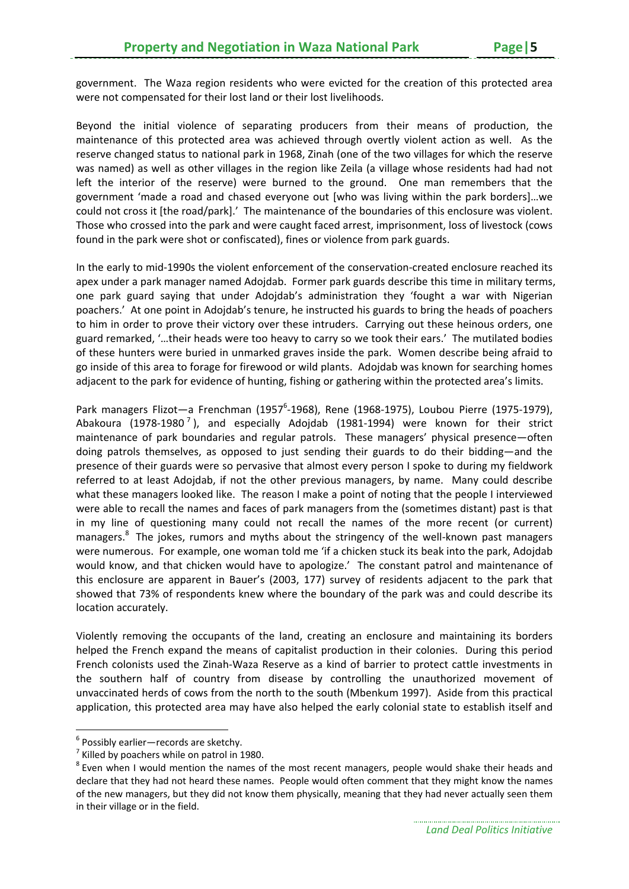government. The Waza region residents who were evicted for the creation of this protected area were not compensated for their lost land or their lost livelihoods.

Beyond the initial violence of separating producers from their means of production, the maintenance of this protected area was achieved through overtly violent action as well. As the reserve changed status to national park in 1968, Zinah (one of the two villages for which the reserve was named) as well as other villages in the region like Zeila (a village whose residents had had not left the interior of the reserve) were burned to the ground. One man remembers that the government 'made a road and chased everyone out [who was living within the park borders]…we could not cross it [the road/park].' The maintenance of the boundaries of this enclosure was violent. Those who crossed into the park and were caught faced arrest, imprisonment, loss of livestock (cows found in the park were shot or confiscated), fines or violence from park guards.

In the early to mid-1990s the violent enforcement of the conservation-created enclosure reached its apex under a park manager named Adojdab. Former park guards describe this time in military terms, one park guard saying that under Adojdab's administration they 'fought a war with Nigerian poachers.' At one point in Adojdab's tenure, he instructed his guards to bring the heads of poachers to him in order to prove their victory over these intruders. Carrying out these heinous orders, one guard remarked, '…their heads were too heavy to carry so we took their ears.' The mutilated bodies of these hunters were buried in unmarked graves inside the park. Women describe being afraid to go inside of this area to forage for firewood or wild plants. Adojdab was known for searching homes adjacent to the park for evidence of hunting, fishing or gathering within the protected area's limits.

Park managers Flizot—a Frenchman (1957[6]-1968), Rene (1968-1975), Loubou Pierre (1975-1979), Abakoura (1978-1980[7]), and especially Adojdab (1981-1994) were known for their strict maintenance of park boundaries and regular patrols. These managers' physical presence—often doing patrols themselves, as opposed to just sending their guards to do their bidding—and the presence of their guards were so pervasive that almost every person I spoke to during my fieldwork referred to at least Adojdab, if not the other previous managers, by name. Many could describe what these managers looked like. The reason I make a point of noting that the people I interviewed were able to recall the names and faces of park managers from the (sometimes distant) past is that in my line of questioning many could not recall the names of the more recent (or current) managers.[8] The jokes, rumors and myths about the stringency of the well-known past managers were numerous. For example, one woman told me 'if a chicken stuck its beak into the park, Adojdab would know, and that chicken would have to apologize.' The constant patrol and maintenance of this enclosure are apparent in Bauer's (2003, 177) survey of residents adjacent to the park that showed that 73% of respondents knew where the boundary of the park was and could describe its location accurately.

Violently removing the occupants of the land, creating an enclosure and maintaining its borders helped the French expand the means of capitalist production in their colonies. During this period French colonists used the Zinah-Waza Reserve as a kind of barrier to protect cattle investments in the southern half of country from disease by controlling the unauthorized movement of unvaccinated herds of cows from the north to the south (Mbenkum 1997). Aside from this practical application, this protected area may have also helped the early colonial state to establish itself and

---

[6] Possibly earlier—records are sketchy.

[7] Killed by poachers while on patrol in 1980.

[8] Even when I would mention the names of the most recent managers, people would shake their heads and declare that they had not heard these names. People would often comment that they might know the names of the new managers, but they did not know them physically, meaning that they had never actually seen them in their village or in the field.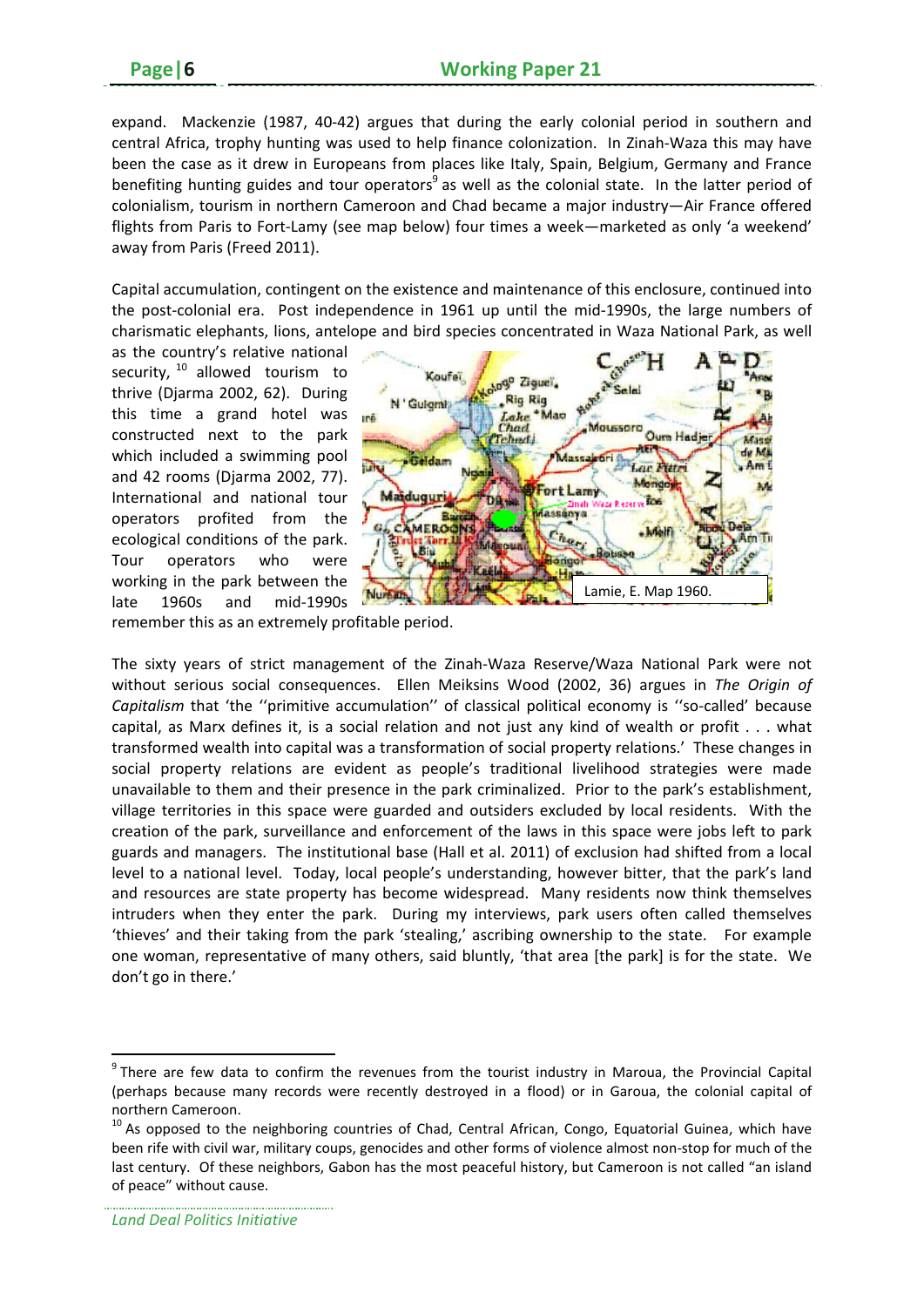expand. Mackenzie (1987, 40-42) argues that during the early colonial period in southern and central Africa, trophy hunting was used to help finance colonization. In Zinah-Waza this may have been the case as it drew in Europeans from places like Italy, Spain, Belgium, Germany and France benefiting hunting guides and tour operators[9] as well as the colonial state. In the latter period of colonialism, tourism in northern Cameroon and Chad became a major industry—Air France offered flights from Paris to Fort-Lamy (see map below) four times a week—marketed as only 'a weekend' away from Paris (Freed 2011).

Capital accumulation, contingent on the existence and maintenance of this enclosure, continued into the post-colonial era. Post independence in 1961 up until the mid-1990s, the large numbers of charismatic elephants, lions, antelope and bird species concentrated in Waza National Park, as well as the country's relative national security,[10] allowed tourism to thrive (Djarma 2002, 62). During this time a grand hotel was constructed next to the park which included a swimming pool and 42 rooms (Djarma 2002, 77). International and national tour operators profited from the ecological conditions of the park. Tour operators who were working in the park between the late 1960s and mid-1990s remember this as an extremely profitable period.

Lamie, E. Map 1960.

The sixty years of strict management of the Zinah-Waza Reserve/Waza National Park were not without serious social consequences. Ellen Meiksins Wood (2002, 36) argues in *The Origin of Capitalism* that 'the ''primitive accumulation'' of classical political economy is ''so-called' because capital, as Marx defines it, is a social relation and not just any kind of wealth or profit . . . what transformed wealth into capital was a transformation of social property relations.' These changes in social property relations are evident as people's traditional livelihood strategies were made unavailable to them and their presence in the park criminalized. Prior to the park's establishment, village territories in this space were guarded and outsiders excluded by local residents. With the creation of the park, surveillance and enforcement of the laws in this space were jobs left to park guards and managers. The institutional base (Hall et al. 2011) of exclusion had shifted from a local level to a national level. Today, local people's understanding, however bitter, that the park's land and resources are state property has become widespread. Many residents now think themselves intruders when they enter the park. During my interviews, park users often called themselves 'thieves' and their taking from the park 'stealing,' ascribing ownership to the state. For example one woman, representative of many others, said bluntly, 'that area [the park] is for the state. We don't go in there.'

---

[9] There are few data to confirm the revenues from the tourist industry in Maroua, the Provincial Capital (perhaps because many records were recently destroyed in a flood) or in Garoua, the colonial capital of northern Cameroon.

[10] As opposed to the neighboring countries of Chad, Central African, Congo, Equatorial Guinea, which have been rife with civil war, military coups, genocides and other forms of violence almost non-stop for much of the last century. Of these neighbors, Gabon has the most peaceful history, but Cameroon is not called "an island of peace" without cause.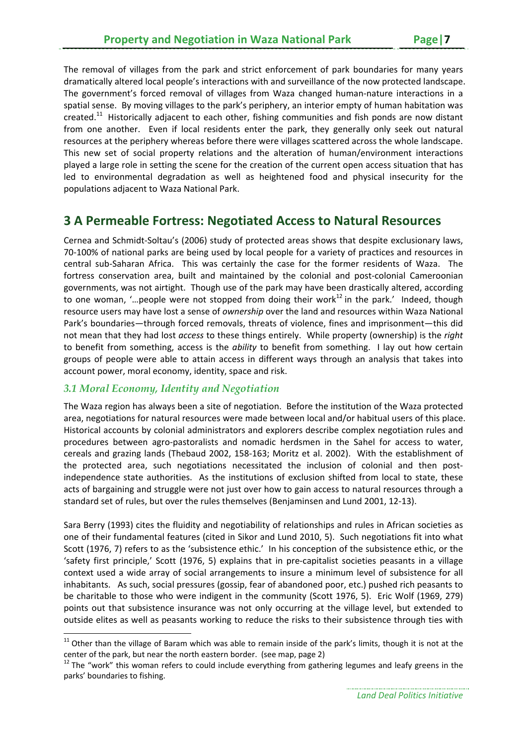The removal of villages from the park and strict enforcement of park boundaries for many years dramatically altered local people's interactions with and surveillance of the now protected landscape. The government's forced removal of villages from Waza changed human-nature interactions in a spatial sense. By moving villages to the park's periphery, an interior empty of human habitation was created.[11] Historically adjacent to each other, fishing communities and fish ponds are now distant from one another. Even if local residents enter the park, they generally only seek out natural resources at the periphery whereas before there were villages scattered across the whole landscape. This new set of social property relations and the alteration of human/environment interactions played a large role in setting the scene for the creation of the current open access situation that has led to environmental degradation as well as heightened food and physical insecurity for the populations adjacent to Waza National Park.

## 3 A Permeable Fortress: Negotiated Access to Natural Resources

Cernea and Schmidt-Soltau's (2006) study of protected areas shows that despite exclusionary laws, 70-100% of national parks are being used by local people for a variety of practices and resources in central sub-Saharan Africa. This was certainly the case for the former residents of Waza. The fortress conservation area, built and maintained by the colonial and post-colonial Cameroonian governments, was not airtight. Though use of the park may have been drastically altered, according to one woman, '…people were not stopped from doing their work[12] in the park.' Indeed, though resource users may have lost a sense of *ownership* over the land and resources within Waza National Park's boundaries—through forced removals, threats of violence, fines and imprisonment—this did not mean that they had lost *access* to these things entirely. While property (ownership) is the *right* to benefit from something, access is the *ability* to benefit from something. I lay out how certain groups of people were able to attain access in different ways through an analysis that takes into account power, moral economy, identity, space and risk.

### *3.1 Moral Economy, Identity and Negotiation*

The Waza region has always been a site of negotiation. Before the institution of the Waza protected area, negotiations for natural resources were made between local and/or habitual users of this place. Historical accounts by colonial administrators and explorers describe complex negotiation rules and procedures between agro-pastoralists and nomadic herdsmen in the Sahel for access to water, cereals and grazing lands (Thebaud 2002, 158-163; Moritz et al. 2002). With the establishment of the protected area, such negotiations necessitated the inclusion of colonial and then post-independence state authorities. As the institutions of exclusion shifted from local to state, these acts of bargaining and struggle were not just over how to gain access to natural resources through a standard set of rules, but over the rules themselves (Benjaminsen and Lund 2001, 12-13).

Sara Berry (1993) cites the fluidity and negotiability of relationships and rules in African societies as one of their fundamental features (cited in Sikor and Lund 2010, 5). Such negotiations fit into what Scott (1976, 7) refers to as the 'subsistence ethic.' In his conception of the subsistence ethic, or the 'safety first principle,' Scott (1976, 5) explains that in pre-capitalist societies peasants in a village context used a wide array of social arrangements to insure a minimum level of subsistence for all inhabitants. As such, social pressures (gossip, fear of abandoned poor, etc.) pushed rich peasants to be charitable to those who were indigent in the community (Scott 1976, 5). Eric Wolf (1969, 279) points out that subsistence insurance was not only occurring at the village level, but extended to outside elites as well as peasants working to reduce the risks to their subsistence through ties with

---

[11] Other than the village of Baram which was able to remain inside of the park's limits, though it is not at the center of the park, but near the north eastern border. (see map, page 2)

[12] The "work" this woman refers to could include everything from gathering legumes and leafy greens in the parks' boundaries to fishing.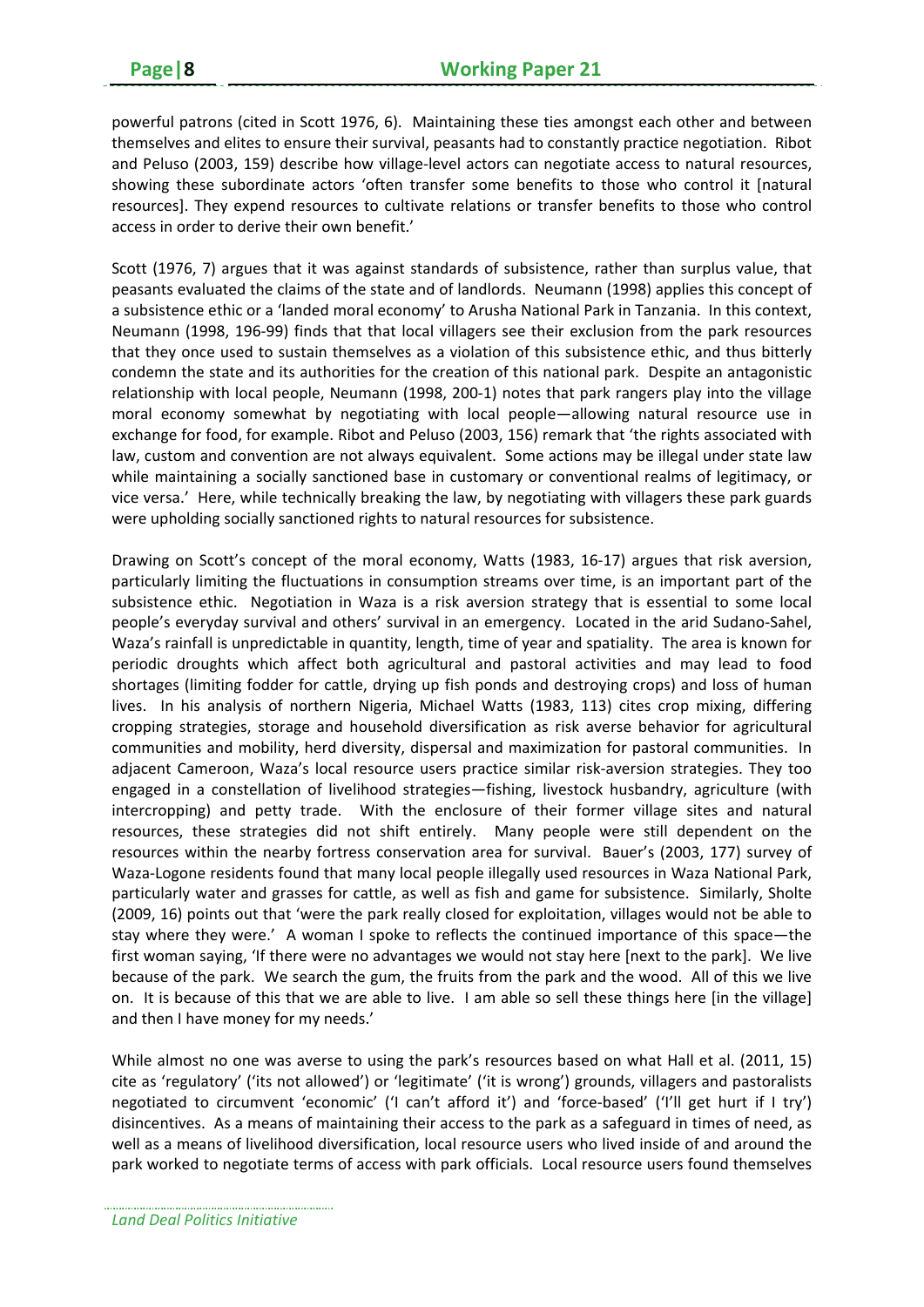powerful patrons (cited in Scott 1976, 6). Maintaining these ties amongst each other and between themselves and elites to ensure their survival, peasants had to constantly practice negotiation. Ribot and Peluso (2003, 159) describe how village-level actors can negotiate access to natural resources, showing these subordinate actors 'often transfer some benefits to those who control it [natural resources]. They expend resources to cultivate relations or transfer benefits to those who control access in order to derive their own benefit.'

Scott (1976, 7) argues that it was against standards of subsistence, rather than surplus value, that peasants evaluated the claims of the state and of landlords. Neumann (1998) applies this concept of a subsistence ethic or a 'landed moral economy' to Arusha National Park in Tanzania. In this context, Neumann (1998, 196-99) finds that that local villagers see their exclusion from the park resources that they once used to sustain themselves as a violation of this subsistence ethic, and thus bitterly condemn the state and its authorities for the creation of this national park. Despite an antagonistic relationship with local people, Neumann (1998, 200-1) notes that park rangers play into the village moral economy somewhat by negotiating with local people—allowing natural resource use in exchange for food, for example. Ribot and Peluso (2003, 156) remark that 'the rights associated with law, custom and convention are not always equivalent. Some actions may be illegal under state law while maintaining a socially sanctioned base in customary or conventional realms of legitimacy, or vice versa.' Here, while technically breaking the law, by negotiating with villagers these park guards were upholding socially sanctioned rights to natural resources for subsistence.

Drawing on Scott's concept of the moral economy, Watts (1983, 16-17) argues that risk aversion, particularly limiting the fluctuations in consumption streams over time, is an important part of the subsistence ethic. Negotiation in Waza is a risk aversion strategy that is essential to some local people's everyday survival and others' survival in an emergency. Located in the arid Sudano-Sahel, Waza's rainfall is unpredictable in quantity, length, time of year and spatiality. The area is known for periodic droughts which affect both agricultural and pastoral activities and may lead to food shortages (limiting fodder for cattle, drying up fish ponds and destroying crops) and loss of human lives. In his analysis of northern Nigeria, Michael Watts (1983, 113) cites crop mixing, differing cropping strategies, storage and household diversification as risk averse behavior for agricultural communities and mobility, herd diversity, dispersal and maximization for pastoral communities. In adjacent Cameroon, Waza's local resource users practice similar risk-aversion strategies. They too engaged in a constellation of livelihood strategies—fishing, livestock husbandry, agriculture (with intercropping) and petty trade. With the enclosure of their former village sites and natural resources, these strategies did not shift entirely. Many people were still dependent on the resources within the nearby fortress conservation area for survival. Bauer's (2003, 177) survey of Waza-Logone residents found that many local people illegally used resources in Waza National Park, particularly water and grasses for cattle, as well as fish and game for subsistence. Similarly, Sholte (2009, 16) points out that 'were the park really closed for exploitation, villages would not be able to stay where they were.' A woman I spoke to reflects the continued importance of this space—the first woman saying, 'If there were no advantages we would not stay here [next to the park]. We live because of the park. We search the gum, the fruits from the park and the wood. All of this we live on. It is because of this that we are able to live. I am able so sell these things here [in the village] and then I have money for my needs.'

While almost no one was averse to using the park's resources based on what Hall et al. (2011, 15) cite as 'regulatory' ('its not allowed') or 'legitimate' ('it is wrong') grounds, villagers and pastoralists negotiated to circumvent 'economic' ('I can't afford it') and 'force-based' ('I'll get hurt if I try') disincentives. As a means of maintaining their access to the park as a safeguard in times of need, as well as a means of livelihood diversification, local resource users who lived inside of and around the park worked to negotiate terms of access with park officials. Local resource users found themselves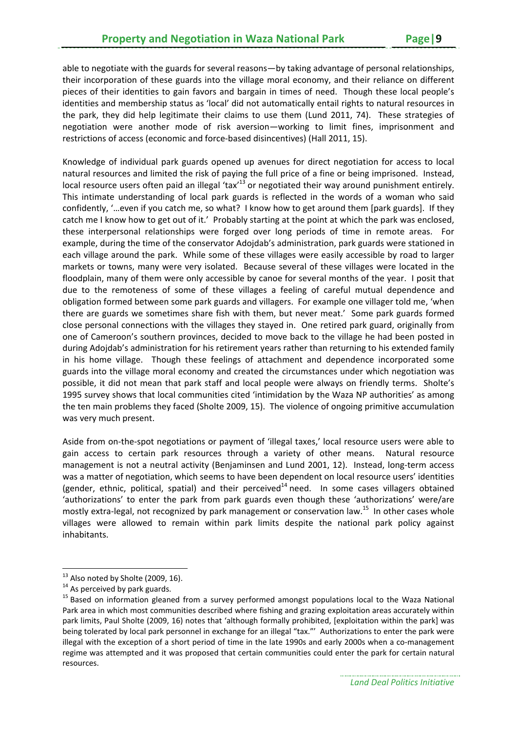able to negotiate with the guards for several reasons—by taking advantage of personal relationships, their incorporation of these guards into the village moral economy, and their reliance on different pieces of their identities to gain favors and bargain in times of need. Though these local people's identities and membership status as 'local' did not automatically entail rights to natural resources in the park, they did help legitimate their claims to use them (Lund 2011, 74). These strategies of negotiation were another mode of risk aversion—working to limit fines, imprisonment and restrictions of access (economic and force-based disincentives) (Hall 2011, 15).

Knowledge of individual park guards opened up avenues for direct negotiation for access to local natural resources and limited the risk of paying the full price of a fine or being imprisoned. Instead, local resource users often paid an illegal 'tax'[13] or negotiated their way around punishment entirely. This intimate understanding of local park guards is reflected in the words of a woman who said confidently, '…even if you catch me, so what? I know how to get around them [park guards]. If they catch me I know how to get out of it.' Probably starting at the point at which the park was enclosed, these interpersonal relationships were forged over long periods of time in remote areas. For example, during the time of the conservator Adojdab's administration, park guards were stationed in each village around the park. While some of these villages were easily accessible by road to larger markets or towns, many were very isolated. Because several of these villages were located in the floodplain, many of them were only accessible by canoe for several months of the year. I posit that due to the remoteness of some of these villages a feeling of careful mutual dependence and obligation formed between some park guards and villagers. For example one villager told me, 'when there are guards we sometimes share fish with them, but never meat.' Some park guards formed close personal connections with the villages they stayed in. One retired park guard, originally from one of Cameroon's southern provinces, decided to move back to the village he had been posted in during Adojdab's administration for his retirement years rather than returning to his extended family in his home village. Though these feelings of attachment and dependence incorporated some guards into the village moral economy and created the circumstances under which negotiation was possible, it did not mean that park staff and local people were always on friendly terms. Sholte's 1995 survey shows that local communities cited 'intimidation by the Waza NP authorities' as among the ten main problems they faced (Sholte 2009, 15). The violence of ongoing primitive accumulation was very much present.

Aside from on-the-spot negotiations or payment of 'illegal taxes,' local resource users were able to gain access to certain park resources through a variety of other means. Natural resource management is not a neutral activity (Benjaminsen and Lund 2001, 12). Instead, long-term access was a matter of negotiation, which seems to have been dependent on local resource users' identities (gender, ethnic, political, spatial) and their perceived[14] need. In some cases villagers obtained 'authorizations' to enter the park from park guards even though these 'authorizations' were/are mostly extra-legal, not recognized by park management or conservation law.[15] In other cases whole villages were allowed to remain within park limits despite the national park policy against inhabitants.

---

[13] Also noted by Sholte (2009, 16).

[14] As perceived by park guards.

[15] Based on information gleaned from a survey performed amongst populations local to the Waza National Park area in which most communities described where fishing and grazing exploitation areas accurately within park limits, Paul Sholte (2009, 16) notes that 'although formally prohibited, [exploitation within the park] was being tolerated by local park personnel in exchange for an illegal "tax."' Authorizations to enter the park were illegal with the exception of a short period of time in the late 1990s and early 2000s when a co-management regime was attempted and it was proposed that certain communities could enter the park for certain natural resources.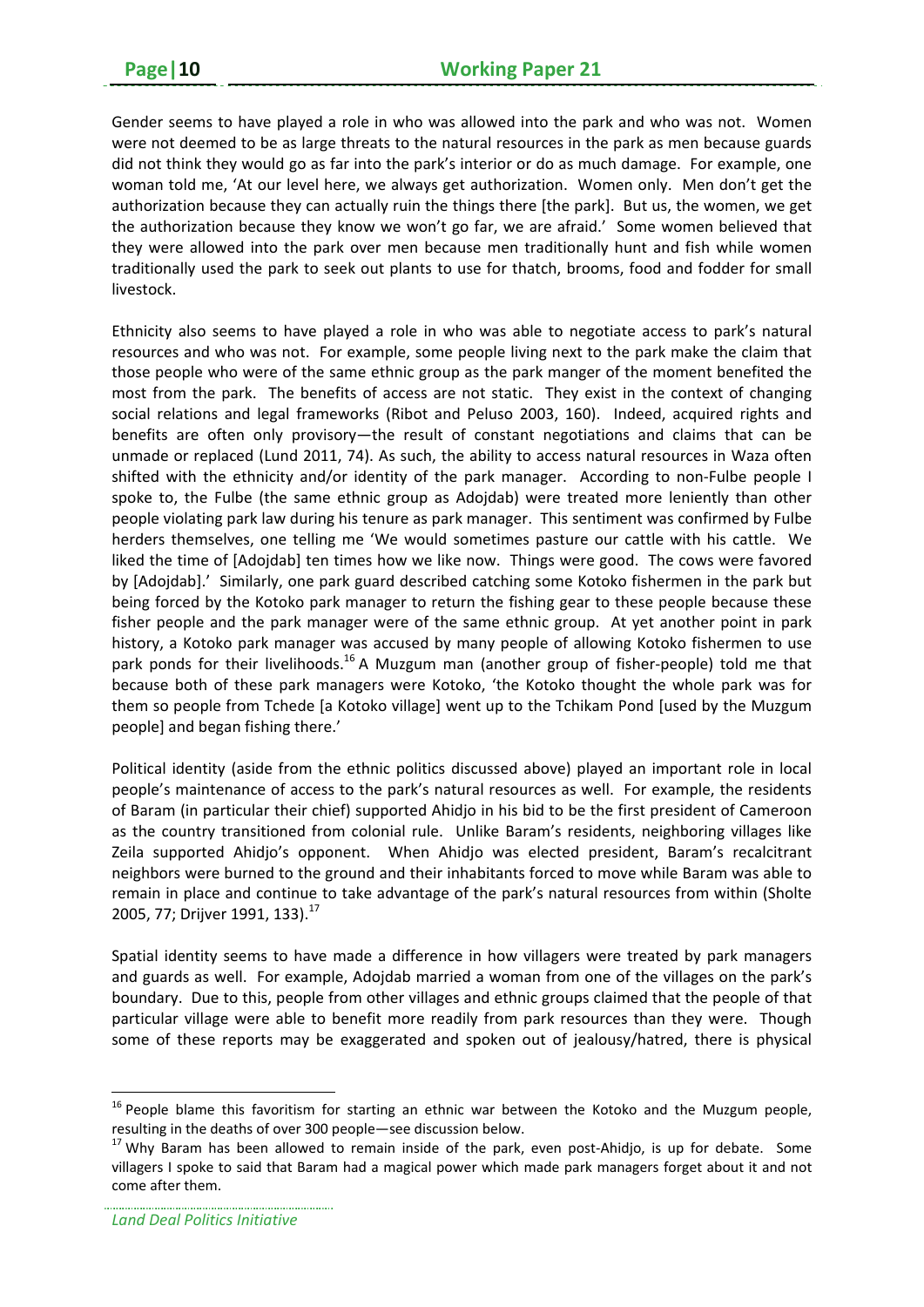Gender seems to have played a role in who was allowed into the park and who was not. Women were not deemed to be as large threats to the natural resources in the park as men because guards did not think they would go as far into the park's interior or do as much damage. For example, one woman told me, 'At our level here, we always get authorization. Women only. Men don't get the authorization because they can actually ruin the things there [the park]. But us, the women, we get the authorization because they know we won't go far, we are afraid.' Some women believed that they were allowed into the park over men because men traditionally hunt and fish while women traditionally used the park to seek out plants to use for thatch, brooms, food and fodder for small livestock.

Ethnicity also seems to have played a role in who was able to negotiate access to park's natural resources and who was not. For example, some people living next to the park make the claim that those people who were of the same ethnic group as the park manger of the moment benefited the most from the park. The benefits of access are not static. They exist in the context of changing social relations and legal frameworks (Ribot and Peluso 2003, 160). Indeed, acquired rights and benefits are often only provisory—the result of constant negotiations and claims that can be unmade or replaced (Lund 2011, 74). As such, the ability to access natural resources in Waza often shifted with the ethnicity and/or identity of the park manager. According to non-Fulbe people I spoke to, the Fulbe (the same ethnic group as Adojdab) were treated more leniently than other people violating park law during his tenure as park manager. This sentiment was confirmed by Fulbe herders themselves, one telling me 'We would sometimes pasture our cattle with his cattle. We liked the time of [Adojdab] ten times how we like now. Things were good. The cows were favored by [Adojdab].' Similarly, one park guard described catching some Kotoko fishermen in the park but being forced by the Kotoko park manager to return the fishing gear to these people because these fisher people and the park manager were of the same ethnic group. At yet another point in park history, a Kotoko park manager was accused by many people of allowing Kotoko fishermen to use park ponds for their livelihoods.[16] A Muzgum man (another group of fisher-people) told me that because both of these park managers were Kotoko, 'the Kotoko thought the whole park was for them so people from Tchede [a Kotoko village] went up to the Tchikam Pond [used by the Muzgum people] and began fishing there.'

Political identity (aside from the ethnic politics discussed above) played an important role in local people's maintenance of access to the park's natural resources as well. For example, the residents of Baram (in particular their chief) supported Ahidjo in his bid to be the first president of Cameroon as the country transitioned from colonial rule. Unlike Baram's residents, neighboring villages like Zeila supported Ahidjo's opponent. When Ahidjo was elected president, Baram's recalcitrant neighbors were burned to the ground and their inhabitants forced to move while Baram was able to remain in place and continue to take advantage of the park's natural resources from within (Sholte 2005, 77; Drijver 1991, 133).[17]

Spatial identity seems to have made a difference in how villagers were treated by park managers and guards as well. For example, Adojdab married a woman from one of the villages on the park's boundary. Due to this, people from other villages and ethnic groups claimed that the people of that particular village were able to benefit more readily from park resources than they were. Though some of these reports may be exaggerated and spoken out of jealousy/hatred, there is physical

---

[16] People blame this favoritism for starting an ethnic war between the Kotoko and the Muzgum people, resulting in the deaths of over 300 people—see discussion below.

[17] Why Baram has been allowed to remain inside of the park, even post-Ahidjo, is up for debate. Some villagers I spoke to said that Baram had a magical power which made park managers forget about it and not come after them.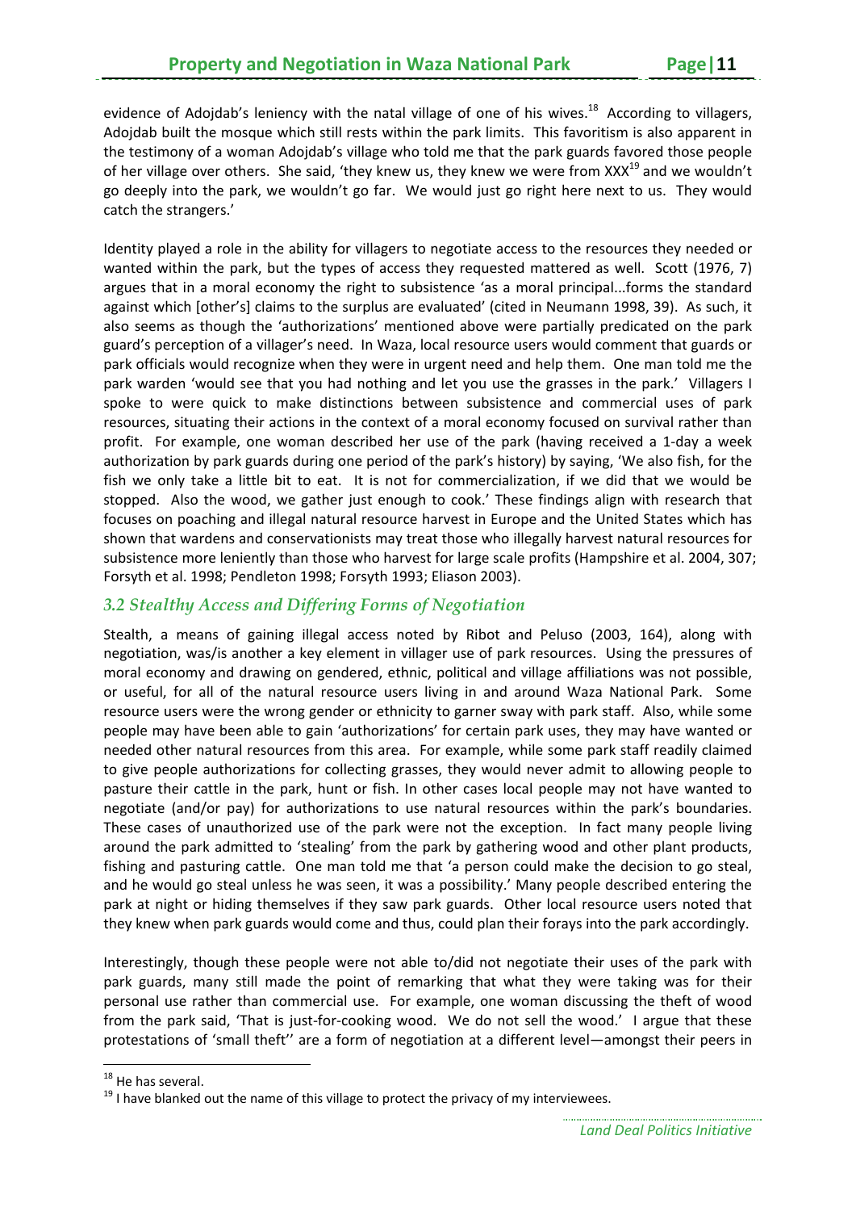evidence of Adojdab's leniency with the natal village of one of his wives.[18] According to villagers, Adojdab built the mosque which still rests within the park limits. This favoritism is also apparent in the testimony of a woman Adojdab's village who told me that the park guards favored those people of her village over others. She said, 'they knew us, they knew we were from XXX[19] and we wouldn't go deeply into the park, we wouldn't go far. We would just go right here next to us. They would catch the strangers.'

Identity played a role in the ability for villagers to negotiate access to the resources they needed or wanted within the park, but the types of access they requested mattered as well. Scott (1976, 7) argues that in a moral economy the right to subsistence 'as a moral principal...forms the standard against which [other's] claims to the surplus are evaluated' (cited in Neumann 1998, 39). As such, it also seems as though the 'authorizations' mentioned above were partially predicated on the park guard's perception of a villager's need. In Waza, local resource users would comment that guards or park officials would recognize when they were in urgent need and help them. One man told me the park warden 'would see that you had nothing and let you use the grasses in the park.' Villagers I spoke to were quick to make distinctions between subsistence and commercial uses of park resources, situating their actions in the context of a moral economy focused on survival rather than profit. For example, one woman described her use of the park (having received a 1-day a week authorization by park guards during one period of the park's history) by saying, 'We also fish, for the fish we only take a little bit to eat. It is not for commercialization, if we did that we would be stopped. Also the wood, we gather just enough to cook.' These findings align with research that focuses on poaching and illegal natural resource harvest in Europe and the United States which has shown that wardens and conservationists may treat those who illegally harvest natural resources for subsistence more leniently than those who harvest for large scale profits (Hampshire et al. 2004, 307; Forsyth et al. 1998; Pendleton 1998; Forsyth 1993; Eliason 2003).

### *3.2 Stealthy Access and Differing Forms of Negotiation*

Stealth, a means of gaining illegal access noted by Ribot and Peluso (2003, 164), along with negotiation, was/is another a key element in villager use of park resources. Using the pressures of moral economy and drawing on gendered, ethnic, political and village affiliations was not possible, or useful, for all of the natural resource users living in and around Waza National Park. Some resource users were the wrong gender or ethnicity to garner sway with park staff. Also, while some people may have been able to gain 'authorizations' for certain park uses, they may have wanted or needed other natural resources from this area. For example, while some park staff readily claimed to give people authorizations for collecting grasses, they would never admit to allowing people to pasture their cattle in the park, hunt or fish. In other cases local people may not have wanted to negotiate (and/or pay) for authorizations to use natural resources within the park's boundaries. These cases of unauthorized use of the park were not the exception. In fact many people living around the park admitted to 'stealing' from the park by gathering wood and other plant products, fishing and pasturing cattle. One man told me that 'a person could make the decision to go steal, and he would go steal unless he was seen, it was a possibility.' Many people described entering the park at night or hiding themselves if they saw park guards. Other local resource users noted that they knew when park guards would come and thus, could plan their forays into the park accordingly.

Interestingly, though these people were not able to/did not negotiate their uses of the park with park guards, many still made the point of remarking that what they were taking was for their personal use rather than commercial use. For example, one woman discussing the theft of wood from the park said, 'That is just-for-cooking wood. We do not sell the wood.' I argue that these protestations of 'small theft'' are a form of negotiation at a different level—amongst their peers in

---

[18] He has several.

[19] I have blanked out the name of this village to protect the privacy of my interviewees.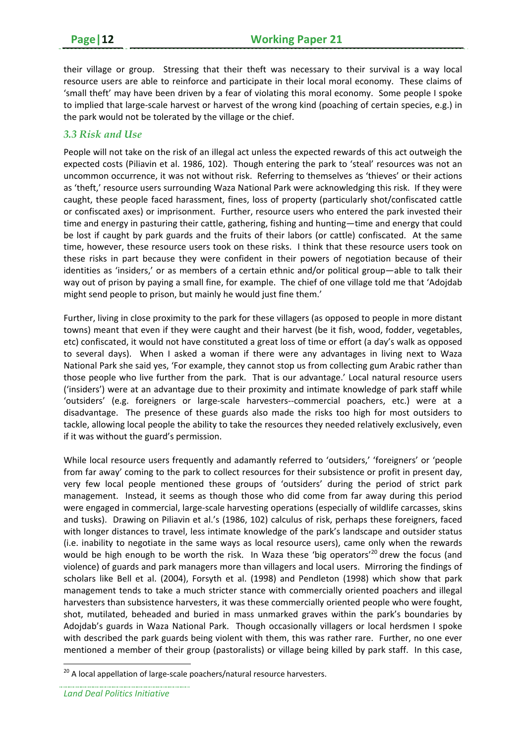their village or group. Stressing that their theft was necessary to their survival is a way local resource users are able to reinforce and participate in their local moral economy. These claims of 'small theft' may have been driven by a fear of violating this moral economy. Some people I spoke to implied that large-scale harvest or harvest of the wrong kind (poaching of certain species, e.g.) in the park would not be tolerated by the village or the chief.

### *3.3 Risk and Use*

People will not take on the risk of an illegal act unless the expected rewards of this act outweigh the expected costs (Piliavin et al. 1986, 102). Though entering the park to 'steal' resources was not an uncommon occurrence, it was not without risk. Referring to themselves as 'thieves' or their actions as 'theft,' resource users surrounding Waza National Park were acknowledging this risk. If they were caught, these people faced harassment, fines, loss of property (particularly shot/confiscated cattle or confiscated axes) or imprisonment. Further, resource users who entered the park invested their time and energy in pasturing their cattle, gathering, fishing and hunting—time and energy that could be lost if caught by park guards and the fruits of their labors (or cattle) confiscated. At the same time, however, these resource users took on these risks. I think that these resource users took on these risks in part because they were confident in their powers of negotiation because of their identities as 'insiders,' or as members of a certain ethnic and/or political group—able to talk their way out of prison by paying a small fine, for example. The chief of one village told me that 'Adojdab might send people to prison, but mainly he would just fine them.'

Further, living in close proximity to the park for these villagers (as opposed to people in more distant towns) meant that even if they were caught and their harvest (be it fish, wood, fodder, vegetables, etc) confiscated, it would not have constituted a great loss of time or effort (a day's walk as opposed to several days). When I asked a woman if there were any advantages in living next to Waza National Park she said yes, 'For example, they cannot stop us from collecting gum Arabic rather than those people who live further from the park. That is our advantage.' Local natural resource users ('insiders') were at an advantage due to their proximity and intimate knowledge of park staff while 'outsiders' (e.g. foreigners or large-scale harvesters--commercial poachers, etc.) were at a disadvantage. The presence of these guards also made the risks too high for most outsiders to tackle, allowing local people the ability to take the resources they needed relatively exclusively, even if it was without the guard's permission.

While local resource users frequently and adamantly referred to 'outsiders,' 'foreigners' or 'people from far away' coming to the park to collect resources for their subsistence or profit in present day, very few local people mentioned these groups of 'outsiders' during the period of strict park management. Instead, it seems as though those who did come from far away during this period were engaged in commercial, large-scale harvesting operations (especially of wildlife carcasses, skins and tusks). Drawing on Piliavin et al.'s (1986, 102) calculus of risk, perhaps these foreigners, faced with longer distances to travel, less intimate knowledge of the park's landscape and outsider status (i.e. inability to negotiate in the same ways as local resource users), came only when the rewards would be high enough to be worth the risk. In Waza these 'big operators'[20] drew the focus (and violence) of guards and park managers more than villagers and local users. Mirroring the findings of scholars like Bell et al. (2004), Forsyth et al. (1998) and Pendleton (1998) which show that park management tends to take a much stricter stance with commercially oriented poachers and illegal harvesters than subsistence harvesters, it was these commercially oriented people who were fought, shot, mutilated, beheaded and buried in mass unmarked graves within the park's boundaries by Adojdab's guards in Waza National Park. Though occasionally villagers or local herdsmen I spoke with described the park guards being violent with them, this was rather rare. Further, no one ever mentioned a member of their group (pastoralists) or village being killed by park staff. In this case,

[20] A local appellation of large-scale poachers/natural resource harvesters.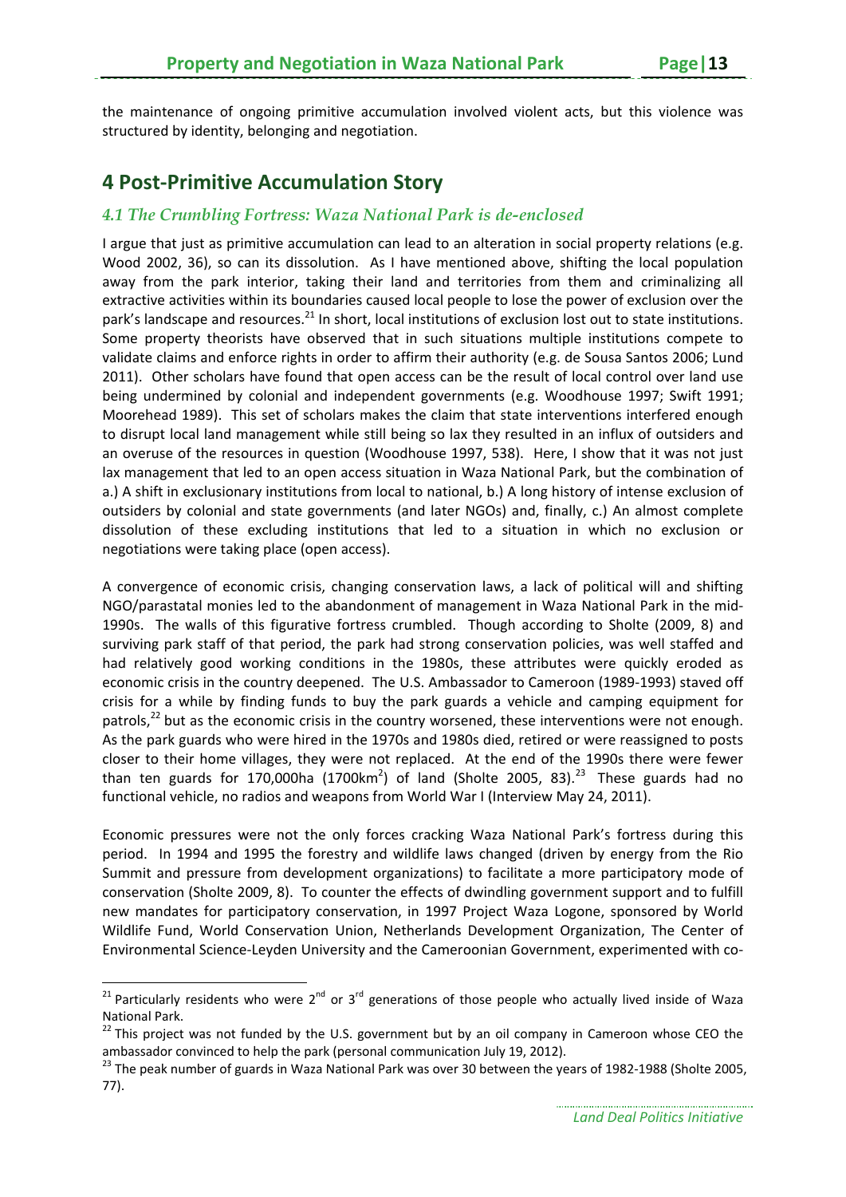the maintenance of ongoing primitive accumulation involved violent acts, but this violence was structured by identity, belonging and negotiation.

## 4 Post-Primitive Accumulation Story

### *4.1 The Crumbling Fortress: Waza National Park is de-enclosed*

I argue that just as primitive accumulation can lead to an alteration in social property relations (e.g. Wood 2002, 36), so can its dissolution. As I have mentioned above, shifting the local population away from the park interior, taking their land and territories from them and criminalizing all extractive activities within its boundaries caused local people to lose the power of exclusion over the park's landscape and resources.[21] In short, local institutions of exclusion lost out to state institutions. Some property theorists have observed that in such situations multiple institutions compete to validate claims and enforce rights in order to affirm their authority (e.g. de Sousa Santos 2006; Lund 2011). Other scholars have found that open access can be the result of local control over land use being undermined by colonial and independent governments (e.g. Woodhouse 1997; Swift 1991; Moorehead 1989). This set of scholars makes the claim that state interventions interfered enough to disrupt local land management while still being so lax they resulted in an influx of outsiders and an overuse of the resources in question (Woodhouse 1997, 538). Here, I show that it was not just lax management that led to an open access situation in Waza National Park, but the combination of a.) A shift in exclusionary institutions from local to national, b.) A long history of intense exclusion of outsiders by colonial and state governments (and later NGOs) and, finally, c.) An almost complete dissolution of these excluding institutions that led to a situation in which no exclusion or negotiations were taking place (open access).

A convergence of economic crisis, changing conservation laws, a lack of political will and shifting NGO/parastatal monies led to the abandonment of management in Waza National Park in the mid-1990s. The walls of this figurative fortress crumbled. Though according to Sholte (2009, 8) and surviving park staff of that period, the park had strong conservation policies, was well staffed and had relatively good working conditions in the 1980s, these attributes were quickly eroded as economic crisis in the country deepened. The U.S. Ambassador to Cameroon (1989-1993) staved off crisis for a while by finding funds to buy the park guards a vehicle and camping equipment for patrols,[22] but as the economic crisis in the country worsened, these interventions were not enough. As the park guards who were hired in the 1970s and 1980s died, retired or were reassigned to posts closer to their home villages, they were not replaced. At the end of the 1990s there were fewer than ten guards for 170,000ha (1700km$^2$) of land (Sholte 2005, 83).[23] These guards had no functional vehicle, no radios and weapons from World War I (Interview May 24, 2011).

Economic pressures were not the only forces cracking Waza National Park's fortress during this period. In 1994 and 1995 the forestry and wildlife laws changed (driven by energy from the Rio Summit and pressure from development organizations) to facilitate a more participatory mode of conservation (Sholte 2009, 8). To counter the effects of dwindling government support and to fulfill new mandates for participatory conservation, in 1997 Project Waza Logone, sponsored by World Wildlife Fund, World Conservation Union, Netherlands Development Organization, The Center of Environmental Science-Leyden University and the Cameroonian Government, experimented with co-

[21] Particularly residents who were 2nd or 3rd generations of those people who actually lived inside of Waza National Park.

[22] This project was not funded by the U.S. government but by an oil company in Cameroon whose CEO the ambassador convinced to help the park (personal communication July 19, 2012).

[23] The peak number of guards in Waza National Park was over 30 between the years of 1982-1988 (Sholte 2005, 77).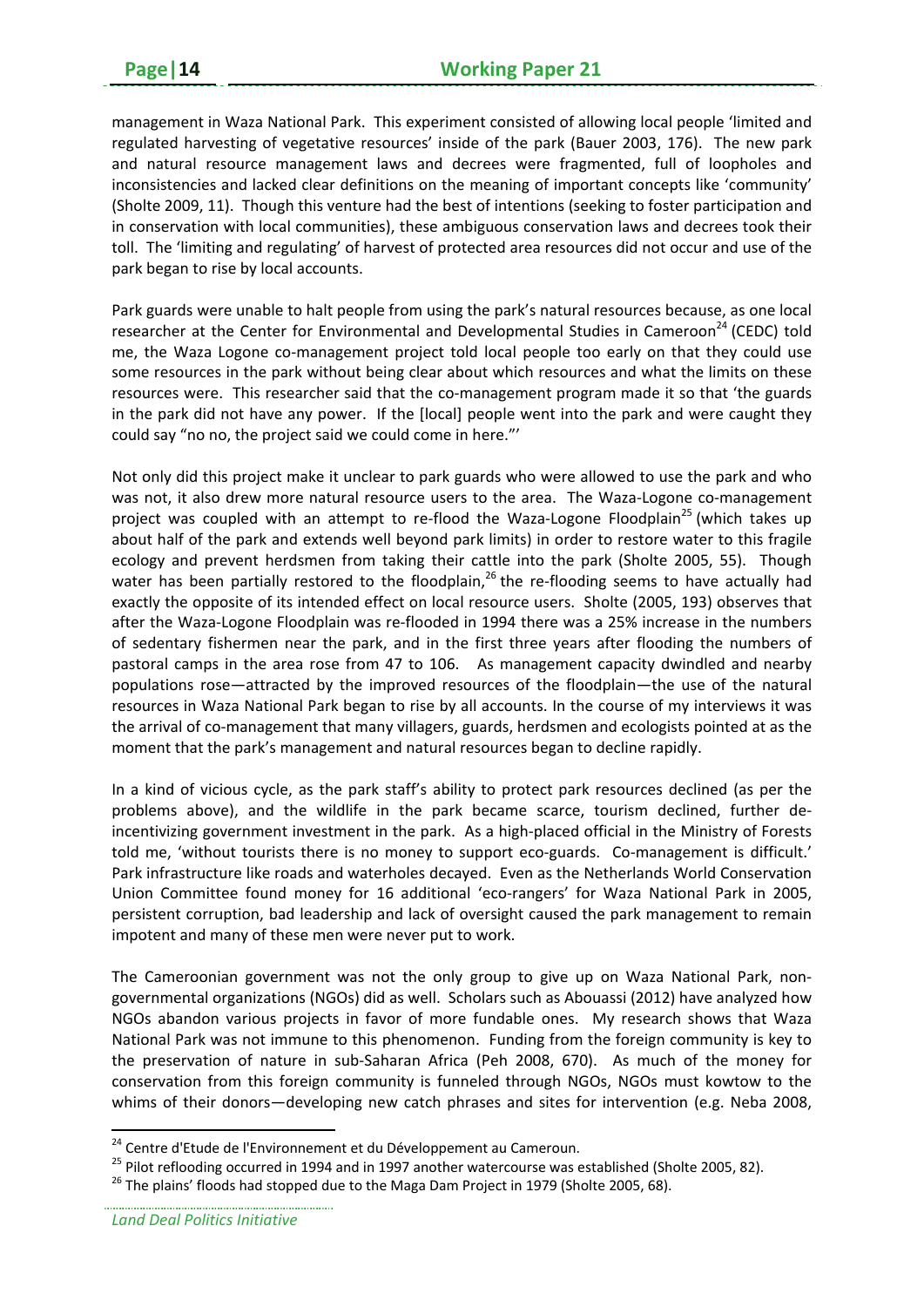management in Waza National Park. This experiment consisted of allowing local people 'limited and regulated harvesting of vegetative resources' inside of the park (Bauer 2003, 176). The new park and natural resource management laws and decrees were fragmented, full of loopholes and inconsistencies and lacked clear definitions on the meaning of important concepts like 'community' (Sholte 2009, 11). Though this venture had the best of intentions (seeking to foster participation and in conservation with local communities), these ambiguous conservation laws and decrees took their toll. The 'limiting and regulating' of harvest of protected area resources did not occur and use of the park began to rise by local accounts.

Park guards were unable to halt people from using the park's natural resources because, as one local researcher at the Center for Environmental and Developmental Studies in Cameroon[24] (CEDC) told me, the Waza Logone co-management project told local people too early on that they could use some resources in the park without being clear about which resources and what the limits on these resources were. This researcher said that the co-management program made it so that 'the guards in the park did not have any power. If the [local] people went into the park and were caught they could say "no no, the project said we could come in here."'

Not only did this project make it unclear to park guards who were allowed to use the park and who was not, it also drew more natural resource users to the area. The Waza-Logone co-management project was coupled with an attempt to re-flood the Waza-Logone Floodplain[25] (which takes up about half of the park and extends well beyond park limits) in order to restore water to this fragile ecology and prevent herdsmen from taking their cattle into the park (Sholte 2005, 55). Though water has been partially restored to the floodplain,[26] the re-flooding seems to have actually had exactly the opposite of its intended effect on local resource users. Sholte (2005, 193) observes that after the Waza-Logone Floodplain was re-flooded in 1994 there was a 25% increase in the numbers of sedentary fishermen near the park, and in the first three years after flooding the numbers of pastoral camps in the area rose from 47 to 106. As management capacity dwindled and nearby populations rose—attracted by the improved resources of the floodplain—the use of the natural resources in Waza National Park began to rise by all accounts. In the course of my interviews it was the arrival of co-management that many villagers, guards, herdsmen and ecologists pointed at as the moment that the park's management and natural resources began to decline rapidly.

In a kind of vicious cycle, as the park staff's ability to protect park resources declined (as per the problems above), and the wildlife in the park became scarce, tourism declined, further de-incentivizing government investment in the park. As a high-placed official in the Ministry of Forests told me, 'without tourists there is no money to support eco-guards. Co-management is difficult.' Park infrastructure like roads and waterholes decayed. Even as the Netherlands World Conservation Union Committee found money for 16 additional 'eco-rangers' for Waza National Park in 2005, persistent corruption, bad leadership and lack of oversight caused the park management to remain impotent and many of these men were never put to work.

The Cameroonian government was not the only group to give up on Waza National Park, non-governmental organizations (NGOs) did as well. Scholars such as Abouassi (2012) have analyzed how NGOs abandon various projects in favor of more fundable ones. My research shows that Waza National Park was not immune to this phenomenon. Funding from the foreign community is key to the preservation of nature in sub-Saharan Africa (Peh 2008, 670). As much of the money for conservation from this foreign community is funneled through NGOs, NGOs must kowtow to the whims of their donors—developing new catch phrases and sites for intervention (e.g. Neba 2008,

[24] Centre d'Etude de l'Environnement et du Développement au Cameroun.

[25] Pilot reflooding occurred in 1994 and in 1997 another watercourse was established (Sholte 2005, 82).

[26] The plains' floods had stopped due to the Maga Dam Project in 1979 (Sholte 2005, 68).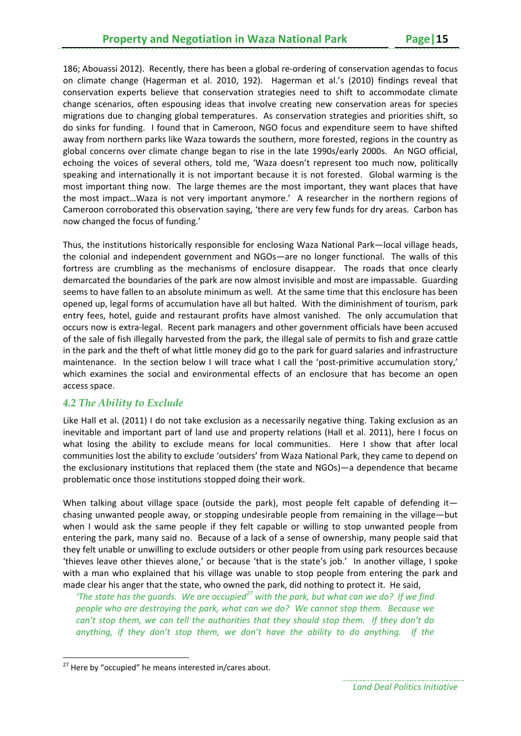186; Abouassi 2012). Recently, there has been a global re-ordering of conservation agendas to focus on climate change (Hagerman et al. 2010, 192). Hagerman et al.'s (2010) findings reveal that conservation experts believe that conservation strategies need to shift to accommodate climate change scenarios, often espousing ideas that involve creating new conservation areas for species migrations due to changing global temperatures. As conservation strategies and priorities shift, so do sinks for funding. I found that in Cameroon, NGO focus and expenditure seem to have shifted away from northern parks like Waza towards the southern, more forested, regions in the country as global concerns over climate change began to rise in the late 1990s/early 2000s. An NGO official, echoing the voices of several others, told me, 'Waza doesn't represent too much now, politically speaking and internationally it is not important because it is not forested. Global warming is the most important thing now. The large themes are the most important, they want places that have the most impact…Waza is not very important anymore.' A researcher in the northern regions of Cameroon corroborated this observation saying, 'there are very few funds for dry areas. Carbon has now changed the focus of funding.'

Thus, the institutions historically responsible for enclosing Waza National Park—local village heads, the colonial and independent government and NGOs—are no longer functional. The walls of this fortress are crumbling as the mechanisms of enclosure disappear. The roads that once clearly demarcated the boundaries of the park are now almost invisible and most are impassable. Guarding seems to have fallen to an absolute minimum as well. At the same time that this enclosure has been opened up, legal forms of accumulation have all but halted. With the diminishment of tourism, park entry fees, hotel, guide and restaurant profits have almost vanished. The only accumulation that occurs now is extra-legal. Recent park managers and other government officials have been accused of the sale of fish illegally harvested from the park, the illegal sale of permits to fish and graze cattle in the park and the theft of what little money did go to the park for guard salaries and infrastructure maintenance. In the section below I will trace what I call the 'post-primitive accumulation story,' which examines the social and environmental effects of an enclosure that has become an open access space.

### *4.2 The Ability to Exclude*

Like Hall et al. (2011) I do not take exclusion as a necessarily negative thing. Taking exclusion as an inevitable and important part of land use and property relations (Hall et al. 2011), here I focus on what losing the ability to exclude means for local communities. Here I show that after local communities lost the ability to exclude 'outsiders' from Waza National Park, they came to depend on the exclusionary institutions that replaced them (the state and NGOs)—a dependence that became problematic once those institutions stopped doing their work.

When talking about village space (outside the park), most people felt capable of defending it—chasing unwanted people away, or stopping undesirable people from remaining in the village—but when I would ask the same people if they felt capable or willing to stop unwanted people from entering the park, many said no. Because of a lack of a sense of ownership, many people said that they felt unable or unwilling to exclude outsiders or other people from using park resources because 'thieves leave other thieves alone,' or because 'that is the state's job.' In another village, I spoke with a man who explained that his village was unable to stop people from entering the park and made clear his anger that the state, who owned the park, did nothing to protect it. He said,

> *'The state has the guards. We are occupied[27] with the park, but what can we do? If we find people who are destroying the park, what can we do? We cannot stop them. Because we can't stop them, we can tell the authorities that they should stop them. If they don't do anything, if they don't stop them, we don't have the ability to do anything. If the*

[27] Here by "occupied" he means interested in/cares about.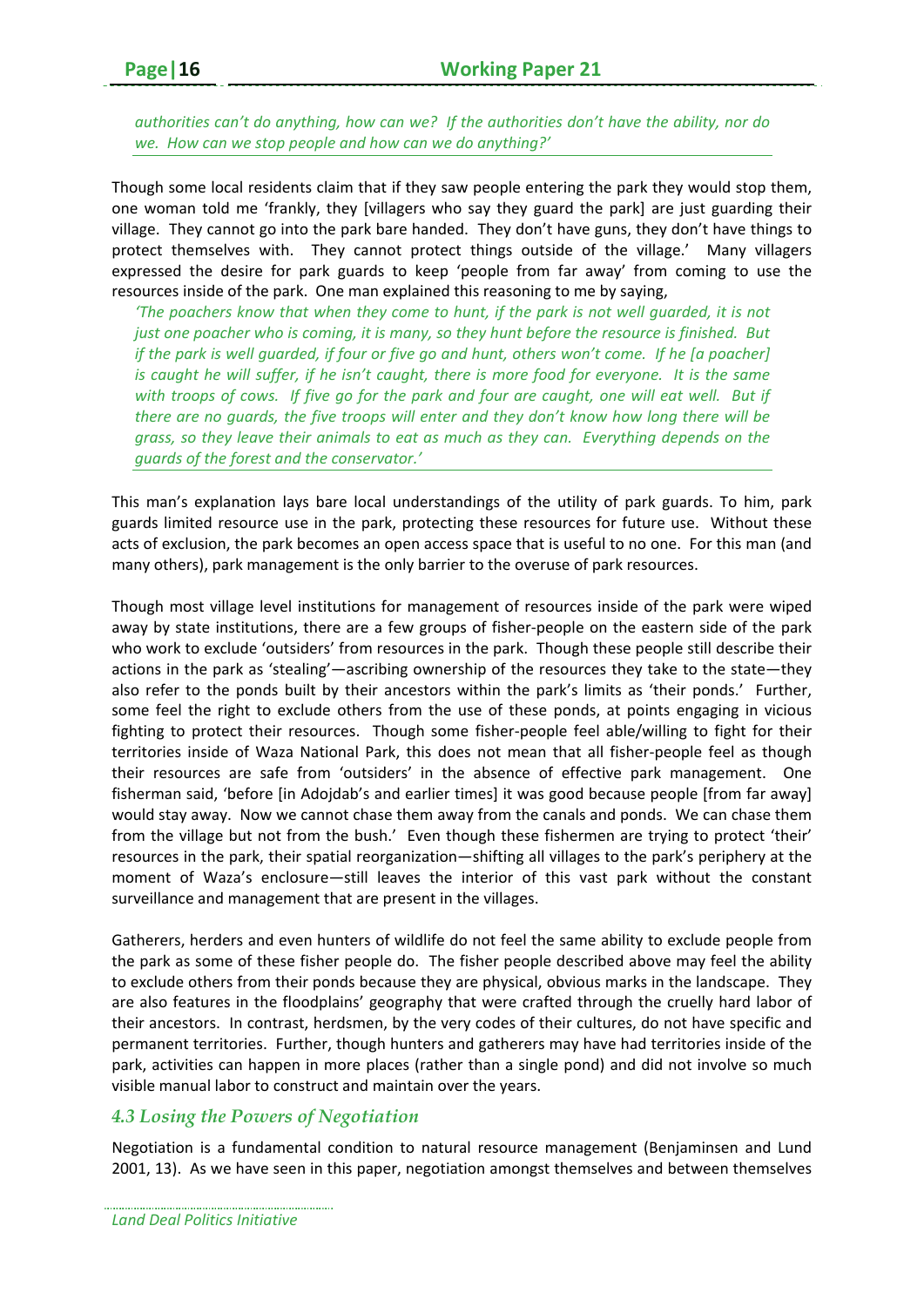*authorities can't do anything, how can we? If the authorities don't have the ability, nor do we. How can we stop people and how can we do anything?'*

Though some local residents claim that if they saw people entering the park they would stop them, one woman told me 'frankly, they [villagers who say they guard the park] are just guarding their village. They cannot go into the park bare handed. They don't have guns, they don't have things to protect themselves with. They cannot protect things outside of the village.' Many villagers expressed the desire for park guards to keep 'people from far away' from coming to use the resources inside of the park. One man explained this reasoning to me by saying,

> *'The poachers know that when they come to hunt, if the park is not well guarded, it is not just one poacher who is coming, it is many, so they hunt before the resource is finished. But if the park is well guarded, if four or five go and hunt, others won't come. If he [a poacher] is caught he will suffer, if he isn't caught, there is more food for everyone. It is the same with troops of cows. If five go for the park and four are caught, one will eat well. But if there are no guards, the five troops will enter and they don't know how long there will be grass, so they leave their animals to eat as much as they can. Everything depends on the guards of the forest and the conservator.'*

This man's explanation lays bare local understandings of the utility of park guards. To him, park guards limited resource use in the park, protecting these resources for future use. Without these acts of exclusion, the park becomes an open access space that is useful to no one. For this man (and many others), park management is the only barrier to the overuse of park resources.

Though most village level institutions for management of resources inside of the park were wiped away by state institutions, there are a few groups of fisher-people on the eastern side of the park who work to exclude 'outsiders' from resources in the park. Though these people still describe their actions in the park as 'stealing'—ascribing ownership of the resources they take to the state—they also refer to the ponds built by their ancestors within the park's limits as 'their ponds.' Further, some feel the right to exclude others from the use of these ponds, at points engaging in vicious fighting to protect their resources. Though some fisher-people feel able/willing to fight for their territories inside of Waza National Park, this does not mean that all fisher-people feel as though their resources are safe from 'outsiders' in the absence of effective park management. One fisherman said, 'before [in Adojdab's and earlier times] it was good because people [from far away] would stay away. Now we cannot chase them away from the canals and ponds. We can chase them from the village but not from the bush.' Even though these fishermen are trying to protect 'their' resources in the park, their spatial reorganization—shifting all villages to the park's periphery at the moment of Waza's enclosure—still leaves the interior of this vast park without the constant surveillance and management that are present in the villages.

Gatherers, herders and even hunters of wildlife do not feel the same ability to exclude people from the park as some of these fisher people do. The fisher people described above may feel the ability to exclude others from their ponds because they are physical, obvious marks in the landscape. They are also features in the floodplains' geography that were crafted through the cruelly hard labor of their ancestors. In contrast, herdsmen, by the very codes of their cultures, do not have specific and permanent territories. Further, though hunters and gatherers may have had territories inside of the park, activities can happen in more places (rather than a single pond) and did not involve so much visible manual labor to construct and maintain over the years.

### *4.3 Losing the Powers of Negotiation*

Negotiation is a fundamental condition to natural resource management (Benjaminsen and Lund 2001, 13). As we have seen in this paper, negotiation amongst themselves and between themselves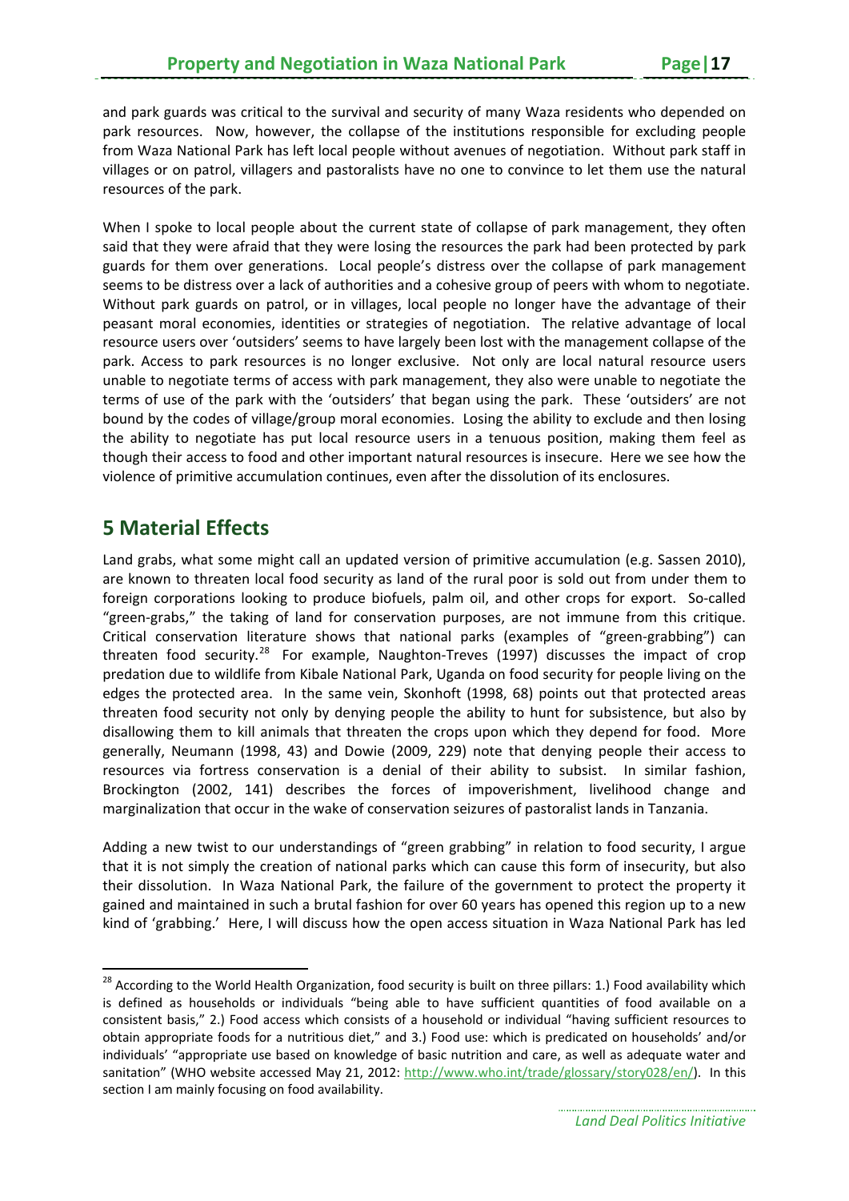and park guards was critical to the survival and security of many Waza residents who depended on park resources. Now, however, the collapse of the institutions responsible for excluding people from Waza National Park has left local people without avenues of negotiation. Without park staff in villages or on patrol, villagers and pastoralists have no one to convince to let them use the natural resources of the park.

When I spoke to local people about the current state of collapse of park management, they often said that they were afraid that they were losing the resources the park had been protected by park guards for them over generations. Local people's distress over the collapse of park management seems to be distress over a lack of authorities and a cohesive group of peers with whom to negotiate. Without park guards on patrol, or in villages, local people no longer have the advantage of their peasant moral economies, identities or strategies of negotiation. The relative advantage of local resource users over 'outsiders' seems to have largely been lost with the management collapse of the park. Access to park resources is no longer exclusive. Not only are local natural resource users unable to negotiate terms of access with park management, they also were unable to negotiate the terms of use of the park with the 'outsiders' that began using the park. These 'outsiders' are not bound by the codes of village/group moral economies. Losing the ability to exclude and then losing the ability to negotiate has put local resource users in a tenuous position, making them feel as though their access to food and other important natural resources is insecure. Here we see how the violence of primitive accumulation continues, even after the dissolution of its enclosures.

# 5 Material Effects

Land grabs, what some might call an updated version of primitive accumulation (e.g. Sassen 2010), are known to threaten local food security as land of the rural poor is sold out from under them to foreign corporations looking to produce biofuels, palm oil, and other crops for export. So-called "green-grabs," the taking of land for conservation purposes, are not immune from this critique. Critical conservation literature shows that national parks (examples of "green-grabbing") can threaten food security.[28] For example, Naughton-Treves (1997) discusses the impact of crop predation due to wildlife from Kibale National Park, Uganda on food security for people living on the edges the protected area. In the same vein, Skonhoft (1998, 68) points out that protected areas threaten food security not only by denying people the ability to hunt for subsistence, but also by disallowing them to kill animals that threaten the crops upon which they depend for food. More generally, Neumann (1998, 43) and Dowie (2009, 229) note that denying people their access to resources via fortress conservation is a denial of their ability to subsist. In similar fashion, Brockington (2002, 141) describes the forces of impoverishment, livelihood change and marginalization that occur in the wake of conservation seizures of pastoralist lands in Tanzania.

Adding a new twist to our understandings of "green grabbing" in relation to food security, I argue that it is not simply the creation of national parks which can cause this form of insecurity, but also their dissolution. In Waza National Park, the failure of the government to protect the property it gained and maintained in such a brutal fashion for over 60 years has opened this region up to a new kind of 'grabbing.' Here, I will discuss how the open access situation in Waza National Park has led

[28] According to the World Health Organization, food security is built on three pillars: 1.) Food availability which is defined as households or individuals "being able to have sufficient quantities of food available on a consistent basis," 2.) Food access which consists of a household or individual "having sufficient resources to obtain appropriate foods for a nutritious diet," and 3.) Food use: which is predicated on households' and/or individuals' "appropriate use based on knowledge of basic nutrition and care, as well as adequate water and sanitation" (WHO website accessed May 21, 2012: http://www.who.int/trade/glossary/story028/en/). In this section I am mainly focusing on food availability.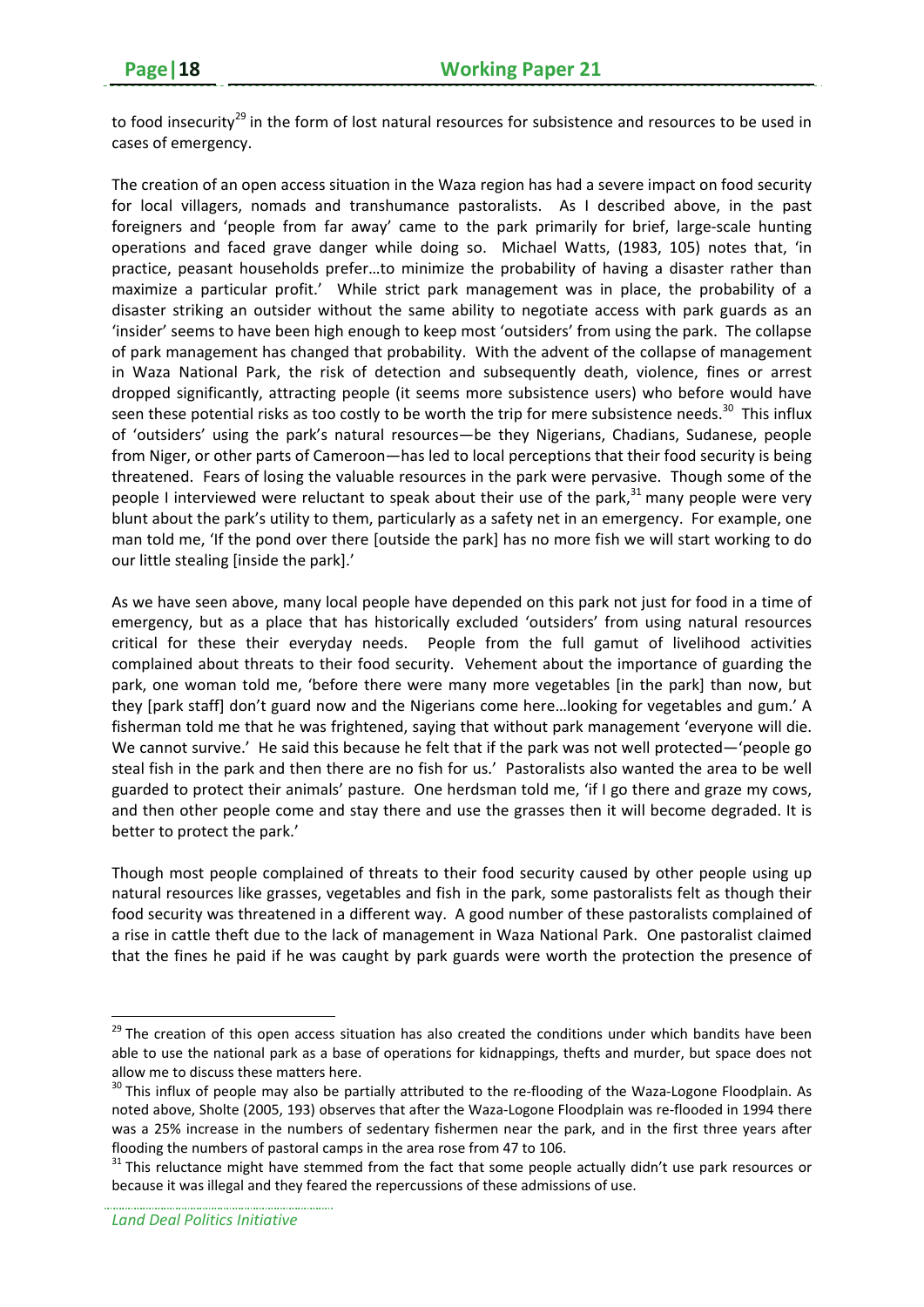to food insecurity[29] in the form of lost natural resources for subsistence and resources to be used in cases of emergency.

The creation of an open access situation in the Waza region has had a severe impact on food security for local villagers, nomads and transhumance pastoralists. As I described above, in the past foreigners and 'people from far away' came to the park primarily for brief, large-scale hunting operations and faced grave danger while doing so. Michael Watts, (1983, 105) notes that, 'in practice, peasant households prefer…to minimize the probability of having a disaster rather than maximize a particular profit.' While strict park management was in place, the probability of a disaster striking an outsider without the same ability to negotiate access with park guards as an 'insider' seems to have been high enough to keep most 'outsiders' from using the park. The collapse of park management has changed that probability. With the advent of the collapse of management in Waza National Park, the risk of detection and subsequently death, violence, fines or arrest dropped significantly, attracting people (it seems more subsistence users) who before would have seen these potential risks as too costly to be worth the trip for mere subsistence needs.[30] This influx of 'outsiders' using the park's natural resources—be they Nigerians, Chadians, Sudanese, people from Niger, or other parts of Cameroon—has led to local perceptions that their food security is being threatened. Fears of losing the valuable resources in the park were pervasive. Though some of the people I interviewed were reluctant to speak about their use of the park,[31] many people were very blunt about the park's utility to them, particularly as a safety net in an emergency. For example, one man told me, 'If the pond over there [outside the park] has no more fish we will start working to do our little stealing [inside the park].'

As we have seen above, many local people have depended on this park not just for food in a time of emergency, but as a place that has historically excluded 'outsiders' from using natural resources critical for these their everyday needs. People from the full gamut of livelihood activities complained about threats to their food security. Vehement about the importance of guarding the park, one woman told me, 'before there were many more vegetables [in the park] than now, but they [park staff] don't guard now and the Nigerians come here…looking for vegetables and gum.' A fisherman told me that he was frightened, saying that without park management 'everyone will die. We cannot survive.' He said this because he felt that if the park was not well protected—'people go steal fish in the park and then there are no fish for us.' Pastoralists also wanted the area to be well guarded to protect their animals' pasture. One herdsman told me, 'if I go there and graze my cows, and then other people come and stay there and use the grasses then it will become degraded. It is better to protect the park.'

Though most people complained of threats to their food security caused by other people using up natural resources like grasses, vegetables and fish in the park, some pastoralists felt as though their food security was threatened in a different way. A good number of these pastoralists complained of a rise in cattle theft due to the lack of management in Waza National Park. One pastoralist claimed that the fines he paid if he was caught by park guards were worth the protection the presence of

---

[29] The creation of this open access situation has also created the conditions under which bandits have been able to use the national park as a base of operations for kidnappings, thefts and murder, but space does not allow me to discuss these matters here.

[30] This influx of people may also be partially attributed to the re-flooding of the Waza-Logone Floodplain. As noted above, Sholte (2005, 193) observes that after the Waza-Logone Floodplain was re-flooded in 1994 there was a 25% increase in the numbers of sedentary fishermen near the park, and in the first three years after flooding the numbers of pastoral camps in the area rose from 47 to 106.

[31] This reluctance might have stemmed from the fact that some people actually didn't use park resources or because it was illegal and they feared the repercussions of these admissions of use.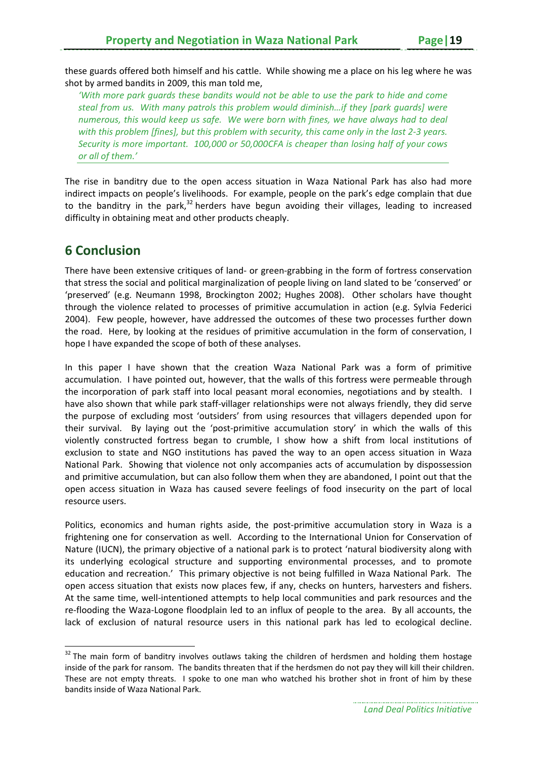these guards offered both himself and his cattle. While showing me a place on his leg where he was shot by armed bandits in 2009, this man told me,

> *'With more park guards these bandits would not be able to use the park to hide and come steal from us. With many patrols this problem would diminish…if they [park guards] were numerous, this would keep us safe. We were born with fines, we have always had to deal with this problem [fines], but this problem with security, this came only in the last 2-3 years. Security is more important. 100,000 or 50,000CFA is cheaper than losing half of your cows or all of them.'*

The rise in banditry due to the open access situation in Waza National Park has also had more indirect impacts on people's livelihoods. For example, people on the park's edge complain that due to the banditry in the park,[32] herders have begun avoiding their villages, leading to increased difficulty in obtaining meat and other products cheaply.

## 6 Conclusion

There have been extensive critiques of land- or green-grabbing in the form of fortress conservation that stress the social and political marginalization of people living on land slated to be 'conserved' or 'preserved' (e.g. Neumann 1998, Brockington 2002; Hughes 2008). Other scholars have thought through the violence related to processes of primitive accumulation in action (e.g. Sylvia Federici 2004). Few people, however, have addressed the outcomes of these two processes further down the road. Here, by looking at the residues of primitive accumulation in the form of conservation, I hope I have expanded the scope of both of these analyses.

In this paper I have shown that the creation Waza National Park was a form of primitive accumulation. I have pointed out, however, that the walls of this fortress were permeable through the incorporation of park staff into local peasant moral economies, negotiations and by stealth. I have also shown that while park staff-villager relationships were not always friendly, they did serve the purpose of excluding most 'outsiders' from using resources that villagers depended upon for their survival. By laying out the 'post-primitive accumulation story' in which the walls of this violently constructed fortress began to crumble, I show how a shift from local institutions of exclusion to state and NGO institutions has paved the way to an open access situation in Waza National Park. Showing that violence not only accompanies acts of accumulation by dispossession and primitive accumulation, but can also follow them when they are abandoned, I point out that the open access situation in Waza has caused severe feelings of food insecurity on the part of local resource users.

Politics, economics and human rights aside, the post-primitive accumulation story in Waza is a frightening one for conservation as well. According to the International Union for Conservation of Nature (IUCN), the primary objective of a national park is to protect 'natural biodiversity along with its underlying ecological structure and supporting environmental processes, and to promote education and recreation.' This primary objective is not being fulfilled in Waza National Park. The open access situation that exists now places few, if any, checks on hunters, harvesters and fishers. At the same time, well-intentioned attempts to help local communities and park resources and the re-flooding the Waza-Logone floodplain led to an influx of people to the area. By all accounts, the lack of exclusion of natural resource users in this national park has led to ecological decline.

---

[32] The main form of banditry involves outlaws taking the children of herdsmen and holding them hostage inside of the park for ransom. The bandits threaten that if the herdsmen do not pay they will kill their children. These are not empty threats. I spoke to one man who watched his brother shot in front of him by these bandits inside of Waza National Park.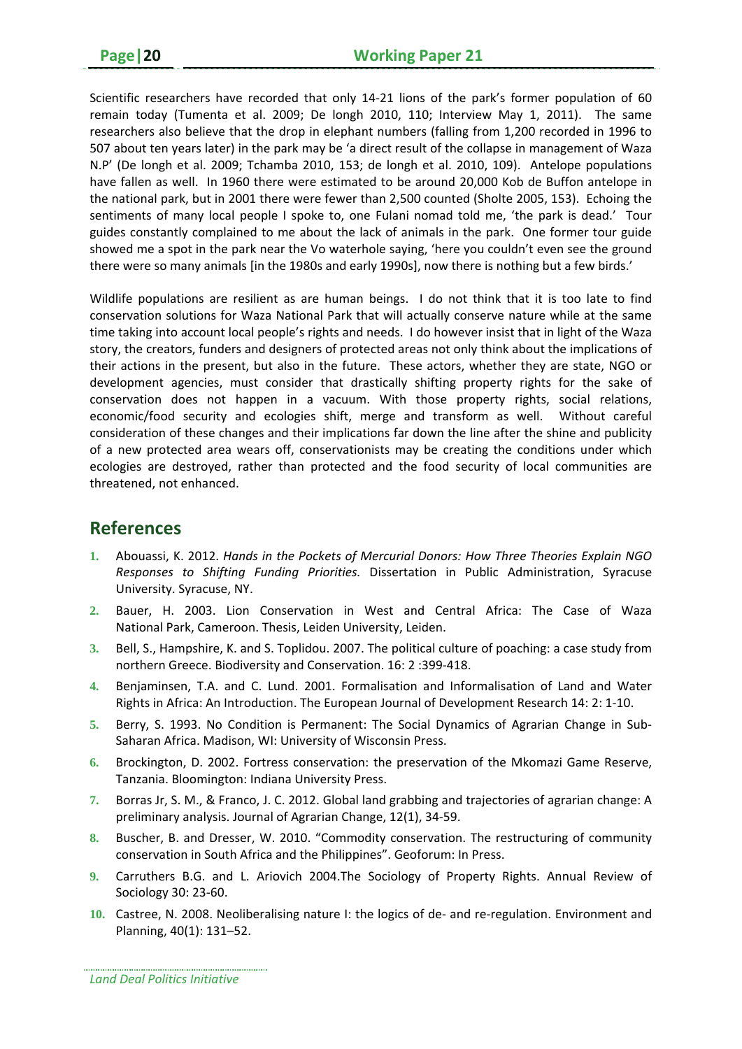Scientific researchers have recorded that only 14-21 lions of the park's former population of 60 remain today (Tumenta et al. 2009; De longh 2010, 110; Interview May 1, 2011). The same researchers also believe that the drop in elephant numbers (falling from 1,200 recorded in 1996 to 507 about ten years later) in the park may be 'a direct result of the collapse in management of Waza N.P' (De longh et al. 2009; Tchamba 2010, 153; de longh et al. 2010, 109). Antelope populations have fallen as well. In 1960 there were estimated to be around 20,000 Kob de Buffon antelope in the national park, but in 2001 there were fewer than 2,500 counted (Sholte 2005, 153). Echoing the sentiments of many local people I spoke to, one Fulani nomad told me, 'the park is dead.' Tour guides constantly complained to me about the lack of animals in the park. One former tour guide showed me a spot in the park near the Vo waterhole saying, 'here you couldn't even see the ground there were so many animals [in the 1980s and early 1990s], now there is nothing but a few birds.'

Wildlife populations are resilient as are human beings. I do not think that it is too late to find conservation solutions for Waza National Park that will actually conserve nature while at the same time taking into account local people's rights and needs. I do however insist that in light of the Waza story, the creators, funders and designers of protected areas not only think about the implications of their actions in the present, but also in the future. These actors, whether they are state, NGO or development agencies, must consider that drastically shifting property rights for the sake of conservation does not happen in a vacuum. With those property rights, social relations, economic/food security and ecologies shift, merge and transform as well. Without careful consideration of these changes and their implications far down the line after the shine and publicity of a new protected area wears off, conservationists may be creating the conditions under which ecologies are destroyed, rather than protected and the food security of local communities are threatened, not enhanced.

## References

1. Abouassi, K. 2012. *Hands in the Pockets of Mercurial Donors: How Three Theories Explain NGO Responses to Shifting Funding Priorities.* Dissertation in Public Administration, Syracuse University. Syracuse, NY.
2. Bauer, H. 2003. Lion Conservation in West and Central Africa: The Case of Waza National Park, Cameroon. Thesis, Leiden University, Leiden.
3. Bell, S., Hampshire, K. and S. Toplidou. 2007. The political culture of poaching: a case study from northern Greece. Biodiversity and Conservation. 16: 2 :399-418.
4. Benjaminsen, T.A. and C. Lund. 2001. Formalisation and Informalisation of Land and Water Rights in Africa: An Introduction. The European Journal of Development Research 14: 2: 1-10.
5. Berry, S. 1993. No Condition is Permanent: The Social Dynamics of Agrarian Change in Sub-Saharan Africa. Madison, WI: University of Wisconsin Press.
6. Brockington, D. 2002. Fortress conservation: the preservation of the Mkomazi Game Reserve, Tanzania. Bloomington: Indiana University Press.
7. Borras Jr, S. M., & Franco, J. C. 2012. Global land grabbing and trajectories of agrarian change: A preliminary analysis. Journal of Agrarian Change, 12(1), 34-59.
8. Buscher, B. and Dresser, W. 2010. "Commodity conservation. The restructuring of community conservation in South Africa and the Philippines". Geoforum: In Press.
9. Carruthers B.G. and L. Ariovich 2004.The Sociology of Property Rights. Annual Review of Sociology 30: 23-60.
10. Castree, N. 2008. Neoliberalising nature I: the logics of de- and re-regulation. Environment and Planning, 40(1): 131–52.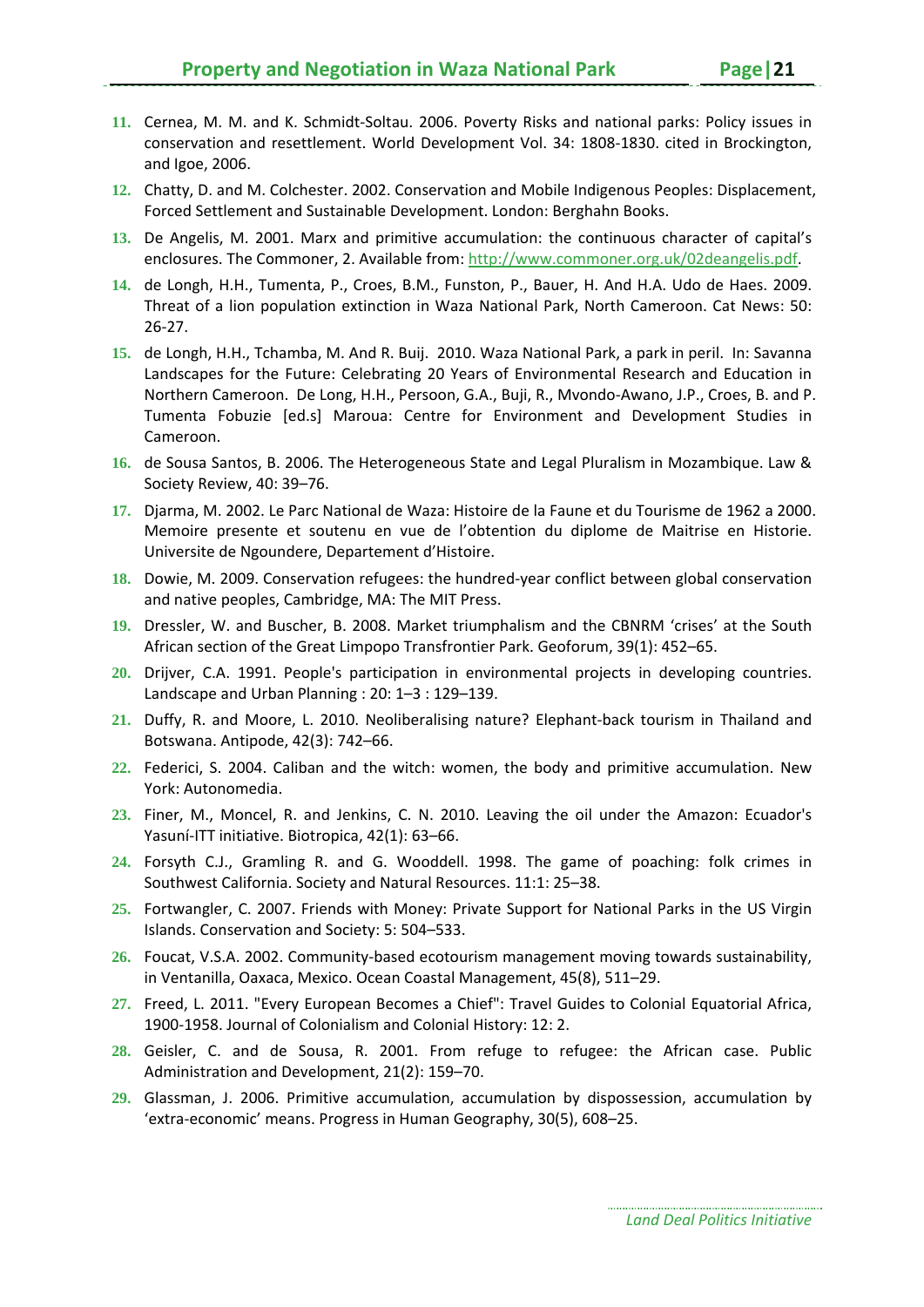11. Cernea, M. M. and K. Schmidt-Soltau. 2006. Poverty Risks and national parks: Policy issues in conservation and resettlement. World Development Vol. 34: 1808-1830. cited in Brockington, and Igoe, 2006.
12. Chatty, D. and M. Colchester. 2002. Conservation and Mobile Indigenous Peoples: Displacement, Forced Settlement and Sustainable Development. London: Berghahn Books.
13. De Angelis, M. 2001. Marx and primitive accumulation: the continuous character of capital's enclosures. The Commoner, 2. Available from: http://www.commoner.org.uk/02deangelis.pdf.
14. de Longh, H.H., Tumenta, P., Croes, B.M., Funston, P., Bauer, H. And H.A. Udo de Haes. 2009. Threat of a lion population extinction in Waza National Park, North Cameroon. Cat News: 50: 26-27.
15. de Longh, H.H., Tchamba, M. And R. Buij. 2010. Waza National Park, a park in peril. In: Savanna Landscapes for the Future: Celebrating 20 Years of Environmental Research and Education in Northern Cameroon. De Long, H.H., Persoon, G.A., Buji, R., Mvondo-Awano, J.P., Croes, B. and P. Tumenta Fobuzie [ed.s] Maroua: Centre for Environment and Development Studies in Cameroon.
16. de Sousa Santos, B. 2006. The Heterogeneous State and Legal Pluralism in Mozambique. Law & Society Review, 40: 39–76.
17. Djarma, M. 2002. Le Parc National de Waza: Histoire de la Faune et du Tourisme de 1962 a 2000. Memoire presente et soutenu en vue de l'obtention du diplome de Maitrise en Historie. Universite de Ngoundere, Departement d'Histoire.
18. Dowie, M. 2009. Conservation refugees: the hundred-year conflict between global conservation and native peoples, Cambridge, MA: The MIT Press.
19. Dressler, W. and Buscher, B. 2008. Market triumphalism and the CBNRM 'crises' at the South African section of the Great Limpopo Transfrontier Park. Geoforum, 39(1): 452–65.
20. Drijver, C.A. 1991. People's participation in environmental projects in developing countries. Landscape and Urban Planning : 20: 1–3 : 129–139.
21. Duffy, R. and Moore, L. 2010. Neoliberalising nature? Elephant-back tourism in Thailand and Botswana. Antipode, 42(3): 742–66.
22. Federici, S. 2004. Caliban and the witch: women, the body and primitive accumulation. New York: Autonomedia.
23. Finer, M., Moncel, R. and Jenkins, C. N. 2010. Leaving the oil under the Amazon: Ecuador's Yasuní-ITT initiative. Biotropica, 42(1): 63–66.
24. Forsyth C.J., Gramling R. and G. Wooddell. 1998. The game of poaching: folk crimes in Southwest California. Society and Natural Resources. 11:1: 25–38.
25. Fortwangler, C. 2007. Friends with Money: Private Support for National Parks in the US Virgin Islands. Conservation and Society: 5: 504–533.
26. Foucat, V.S.A. 2002. Community-based ecotourism management moving towards sustainability, in Ventanilla, Oaxaca, Mexico. Ocean Coastal Management, 45(8), 511–29.
27. Freed, L. 2011. "Every European Becomes a Chief": Travel Guides to Colonial Equatorial Africa, 1900-1958. Journal of Colonialism and Colonial History: 12: 2.
28. Geisler, C. and de Sousa, R. 2001. From refuge to refugee: the African case. Public Administration and Development, 21(2): 159–70.
29. Glassman, J. 2006. Primitive accumulation, accumulation by dispossession, accumulation by 'extra-economic' means. Progress in Human Geography, 30(5), 608–25.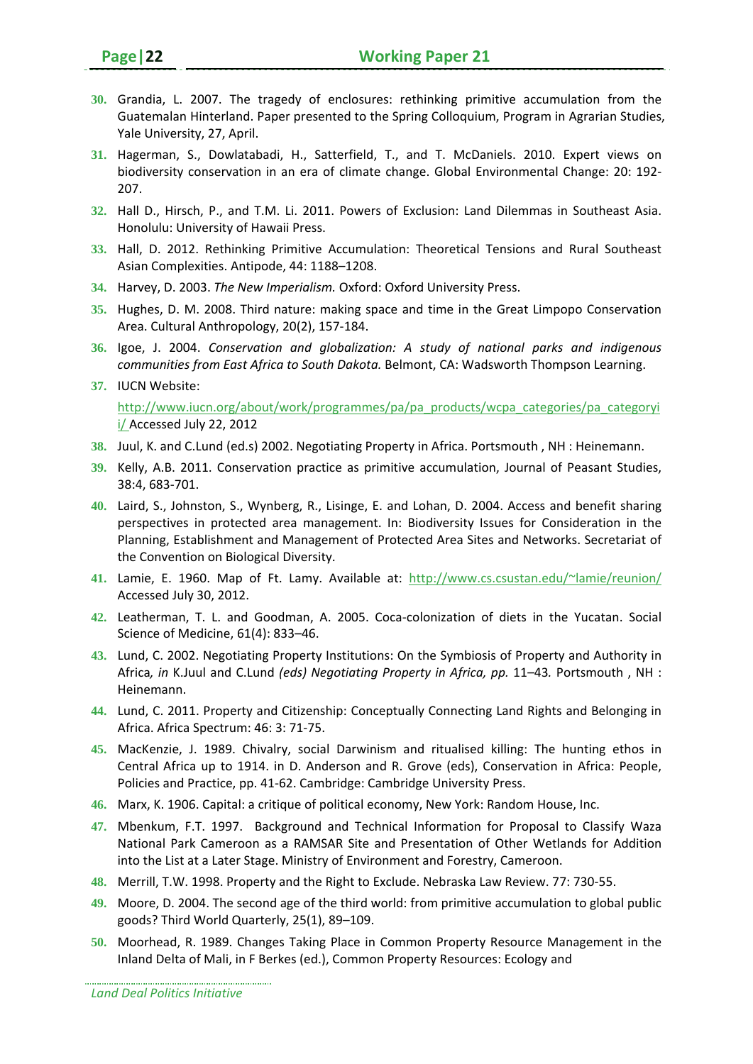30. Grandia, L. 2007. The tragedy of enclosures: rethinking primitive accumulation from the Guatemalan Hinterland. Paper presented to the Spring Colloquium, Program in Agrarian Studies, Yale University, 27, April.

31. Hagerman, S., Dowlatabadi, H., Satterfield, T., and T. McDaniels. 2010. Expert views on biodiversity conservation in an era of climate change. Global Environmental Change: 20: 192-207.

32. Hall D., Hirsch, P., and T.M. Li. 2011. Powers of Exclusion: Land Dilemmas in Southeast Asia. Honolulu: University of Hawaii Press.

33. Hall, D. 2012. Rethinking Primitive Accumulation: Theoretical Tensions and Rural Southeast Asian Complexities. Antipode, 44: 1188–1208.

34. Harvey, D. 2003. *The New Imperialism.* Oxford: Oxford University Press.

35. Hughes, D. M. 2008. Third nature: making space and time in the Great Limpopo Conservation Area. Cultural Anthropology, 20(2), 157-184.

36. Igoe, J. 2004. *Conservation and globalization: A study of national parks and indigenous communities from East Africa to South Dakota.* Belmont, CA: Wadsworth Thompson Learning.

37. IUCN Website: http://www.iucn.org/about/work/programmes/pa/pa_products/wcpa_categories/pa_categoryii/ Accessed July 22, 2012

38. Juul, K. and C.Lund (ed.s) 2002. Negotiating Property in Africa. Portsmouth , NH : Heinemann.

39. Kelly, A.B. 2011. Conservation practice as primitive accumulation, Journal of Peasant Studies, 38:4, 683-701.

40. Laird, S., Johnston, S., Wynberg, R., Lisinge, E. and Lohan, D. 2004. Access and benefit sharing perspectives in protected area management. In: Biodiversity Issues for Consideration in the Planning, Establishment and Management of Protected Area Sites and Networks. Secretariat of the Convention on Biological Diversity.

41. Lamie, E. 1960. Map of Ft. Lamy. Available at: http://www.cs.csustan.edu/~lamie/reunion/ Accessed July 30, 2012.

42. Leatherman, T. L. and Goodman, A. 2005. Coca-colonization of diets in the Yucatan. Social Science of Medicine, 61(4): 833–46.

43. Lund, C. 2002. Negotiating Property Institutions: On the Symbiosis of Property and Authority in Africa*, in* K.Juul and C.Lund *(eds) Negotiating Property in Africa, pp.* 11–43*.* Portsmouth , NH : Heinemann.

44. Lund, C. 2011. Property and Citizenship: Conceptually Connecting Land Rights and Belonging in Africa. Africa Spectrum: 46: 3: 71-75.

45. MacKenzie, J. 1989. Chivalry, social Darwinism and ritualised killing: The hunting ethos in Central Africa up to 1914. in D. Anderson and R. Grove (eds), Conservation in Africa: People, Policies and Practice, pp. 41-62. Cambridge: Cambridge University Press.

46. Marx, K. 1906. Capital: a critique of political economy, New York: Random House, Inc.

47. Mbenkum, F.T. 1997. Background and Technical Information for Proposal to Classify Waza National Park Cameroon as a RAMSAR Site and Presentation of Other Wetlands for Addition into the List at a Later Stage. Ministry of Environment and Forestry, Cameroon.

48. Merrill, T.W. 1998. Property and the Right to Exclude. Nebraska Law Review. 77: 730-55.

49. Moore, D. 2004. The second age of the third world: from primitive accumulation to global public goods? Third World Quarterly, 25(1), 89–109.

50. Moorhead, R. 1989. Changes Taking Place in Common Property Resource Management in the Inland Delta of Mali, in F Berkes (ed.), Common Property Resources: Ecology and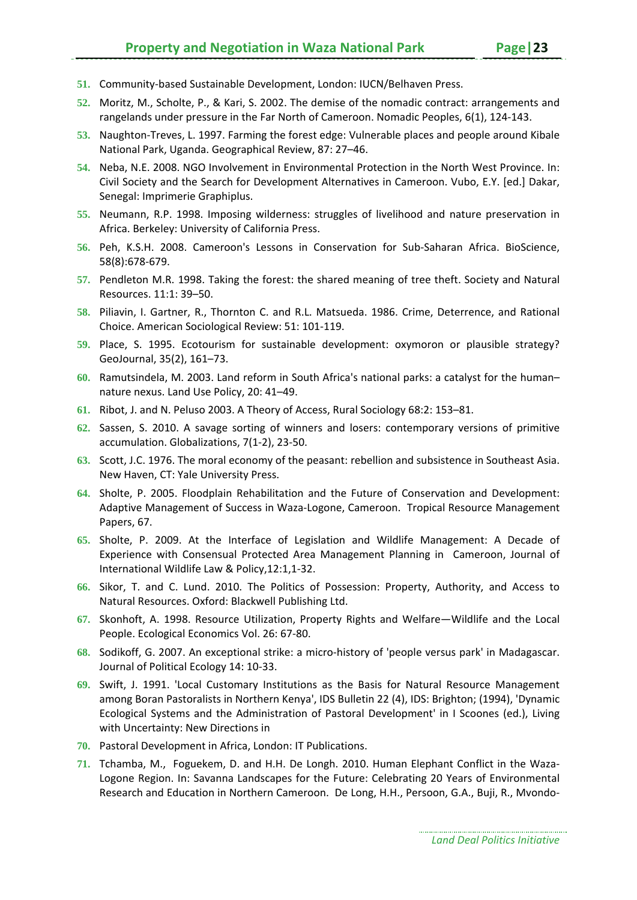51. Community-based Sustainable Development, London: IUCN/Belhaven Press.
52. Moritz, M., Scholte, P., & Kari, S. 2002. The demise of the nomadic contract: arrangements and rangelands under pressure in the Far North of Cameroon. Nomadic Peoples, 6(1), 124-143.
53. Naughton-Treves, L. 1997. Farming the forest edge: Vulnerable places and people around Kibale National Park, Uganda. Geographical Review, 87: 27–46.
54. Neba, N.E. 2008. NGO Involvement in Environmental Protection in the North West Province. In: Civil Society and the Search for Development Alternatives in Cameroon. Vubo, E.Y. [ed.] Dakar, Senegal: Imprimerie Graphiplus.
55. Neumann, R.P. 1998. Imposing wilderness: struggles of livelihood and nature preservation in Africa. Berkeley: University of California Press.
56. Peh, K.S.H. 2008. Cameroon's Lessons in Conservation for Sub-Saharan Africa. BioScience, 58(8):678-679.
57. Pendleton M.R. 1998. Taking the forest: the shared meaning of tree theft. Society and Natural Resources. 11:1: 39–50.
58. Piliavin, I. Gartner, R., Thornton C. and R.L. Matsueda. 1986. Crime, Deterrence, and Rational Choice. American Sociological Review: 51: 101-119.
59. Place, S. 1995. Ecotourism for sustainable development: oxymoron or plausible strategy? GeoJournal, 35(2), 161–73.
60. Ramutsindela, M. 2003. Land reform in South Africa's national parks: a catalyst for the human–nature nexus. Land Use Policy, 20: 41–49.
61. Ribot, J. and N. Peluso 2003. A Theory of Access, Rural Sociology 68:2: 153–81.
62. Sassen, S. 2010. A savage sorting of winners and losers: contemporary versions of primitive accumulation. Globalizations, 7(1-2), 23-50.
63. Scott, J.C. 1976. The moral economy of the peasant: rebellion and subsistence in Southeast Asia. New Haven, CT: Yale University Press.
64. Sholte, P. 2005. Floodplain Rehabilitation and the Future of Conservation and Development: Adaptive Management of Success in Waza-Logone, Cameroon. Tropical Resource Management Papers, 67.
65. Sholte, P. 2009. At the Interface of Legislation and Wildlife Management: A Decade of Experience with Consensual Protected Area Management Planning in Cameroon, Journal of International Wildlife Law & Policy,12:1,1-32.
66. Sikor, T. and C. Lund. 2010. The Politics of Possession: Property, Authority, and Access to Natural Resources. Oxford: Blackwell Publishing Ltd.
67. Skonhoft, A. 1998. Resource Utilization, Property Rights and Welfare—Wildlife and the Local People. Ecological Economics Vol. 26: 67-80.
68. Sodikoff, G. 2007. An exceptional strike: a micro-history of 'people versus park' in Madagascar. Journal of Political Ecology 14: 10-33.
69. Swift, J. 1991. 'Local Customary Institutions as the Basis for Natural Resource Management among Boran Pastoralists in Northern Kenya', IDS Bulletin 22 (4), IDS: Brighton; (1994), 'Dynamic Ecological Systems and the Administration of Pastoral Development' in I Scoones (ed.), Living with Uncertainty: New Directions in
70. Pastoral Development in Africa, London: IT Publications.
71. Tchamba, M., Foguekem, D. and H.H. De Longh. 2010. Human Elephant Conflict in the Waza-Logone Region. In: Savanna Landscapes for the Future: Celebrating 20 Years of Environmental Research and Education in Northern Cameroon. De Long, H.H., Persoon, G.A., Buji, R., Mvondo-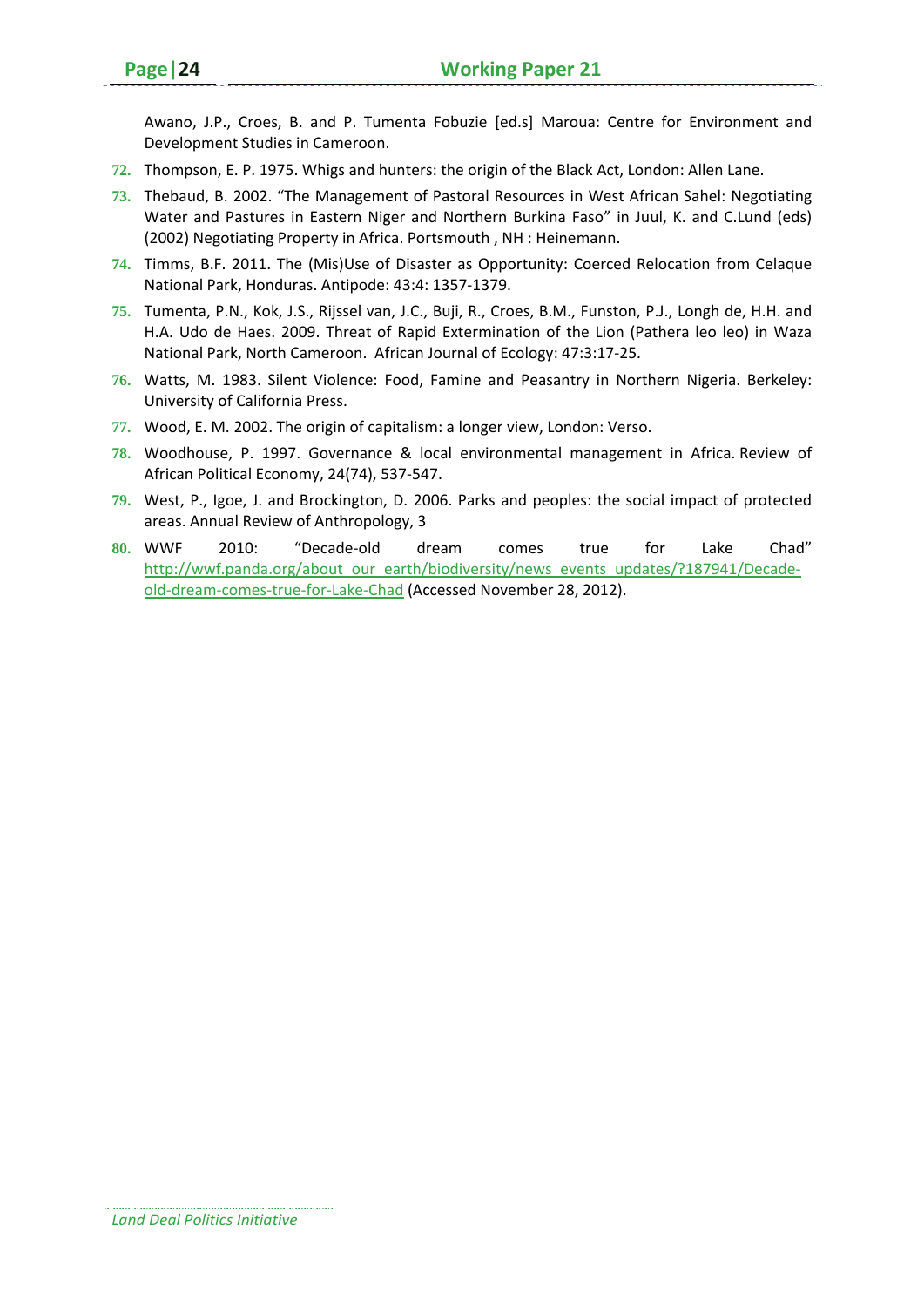Awano, J.P., Croes, B. and P. Tumenta Fobuzie [ed.s] Maroua: Centre for Environment and Development Studies in Cameroon.

72. Thompson, E. P. 1975. Whigs and hunters: the origin of the Black Act, London: Allen Lane.
73. Thebaud, B. 2002. "The Management of Pastoral Resources in West African Sahel: Negotiating Water and Pastures in Eastern Niger and Northern Burkina Faso" in Juul, K. and C.Lund (eds) (2002) Negotiating Property in Africa. Portsmouth , NH : Heinemann.
74. Timms, B.F. 2011. The (Mis)Use of Disaster as Opportunity: Coerced Relocation from Celaque National Park, Honduras. Antipode: 43:4: 1357-1379.
75. Tumenta, P.N., Kok, J.S., Rijssel van, J.C., Buji, R., Croes, B.M., Funston, P.J., Longh de, H.H. and H.A. Udo de Haes. 2009. Threat of Rapid Extermination of the Lion (Pathera leo leo) in Waza National Park, North Cameroon. African Journal of Ecology: 47:3:17-25.
76. Watts, M. 1983. Silent Violence: Food, Famine and Peasantry in Northern Nigeria. Berkeley: University of California Press.
77. Wood, E. M. 2002. The origin of capitalism: a longer view, London: Verso.
78. Woodhouse, P. 1997. Governance & local environmental management in Africa. Review of African Political Economy, 24(74), 537-547.
79. West, P., Igoe, J. and Brockington, D. 2006. Parks and peoples: the social impact of protected areas. Annual Review of Anthropology, 3
80. WWF 2010: "Decade-old dream comes true for Lake Chad" http://wwf.panda.org/about_our_earth/biodiversity/news_events_updates/?187941/Decade-old-dream-comes-true-for-Lake-Chad (Accessed November 28, 2012).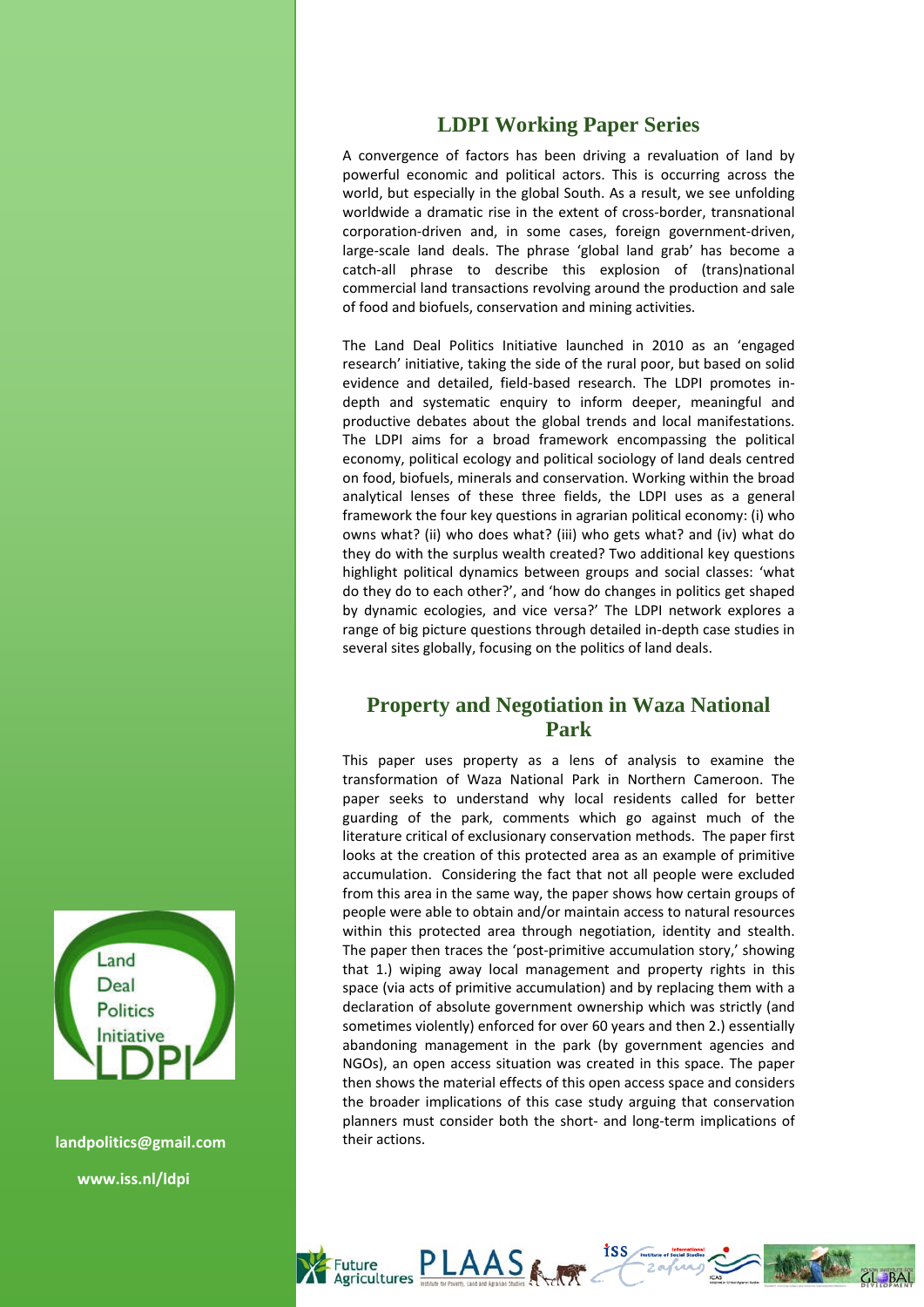## LDPI Working Paper Series

A convergence of factors has been driving a revaluation of land by powerful economic and political actors. This is occurring across the world, but especially in the global South. As a result, we see unfolding worldwide a dramatic rise in the extent of cross-border, transnational corporation-driven and, in some cases, foreign government-driven, large-scale land deals. The phrase 'global land grab' has become a catch-all phrase to describe this explosion of (trans)national commercial land transactions revolving around the production and sale of food and biofuels, conservation and mining activities.

The Land Deal Politics Initiative launched in 2010 as an 'engaged research' initiative, taking the side of the rural poor, but based on solid evidence and detailed, field-based research. The LDPI promotes in-depth and systematic enquiry to inform deeper, meaningful and productive debates about the global trends and local manifestations. The LDPI aims for a broad framework encompassing the political economy, political ecology and political sociology of land deals centred on food, biofuels, minerals and conservation. Working within the broad analytical lenses of these three fields, the LDPI uses as a general framework the four key questions in agrarian political economy: (i) who owns what? (ii) who does what? (iii) who gets what? and (iv) what do they do with the surplus wealth created? Two additional key questions highlight political dynamics between groups and social classes: 'what do they do to each other?', and 'how do changes in politics get shaped by dynamic ecologies, and vice versa?' The LDPI network explores a range of big picture questions through detailed in-depth case studies in several sites globally, focusing on the politics of land deals.

## Property and Negotiation in Waza National Park

This paper uses property as a lens of analysis to examine the transformation of Waza National Park in Northern Cameroon. The paper seeks to understand why local residents called for better guarding of the park, comments which go against much of the literature critical of exclusionary conservation methods. The paper first looks at the creation of this protected area as an example of primitive accumulation. Considering the fact that not all people were excluded from this area in the same way, the paper shows how certain groups of people were able to obtain and/or maintain access to natural resources within this protected area through negotiation, identity and stealth. The paper then traces the 'post-primitive accumulation story,' showing that 1.) wiping away local management and property rights in this space (via acts of primitive accumulation) and by replacing them with a declaration of absolute government ownership which was strictly (and sometimes violently) enforced for over 60 years and then 2.) essentially abandoning management in the park (by government agencies and NGOs), an open access situation was created in this space. The paper then shows the material effects of this open access space and considers the broader implications of this case study arguing that conservation planners must consider both the short- and long-term implications of their actions.

Land Deal Politics Initiative LDPI

landpolitics@gmail.com

www.iss.nl/ldpi